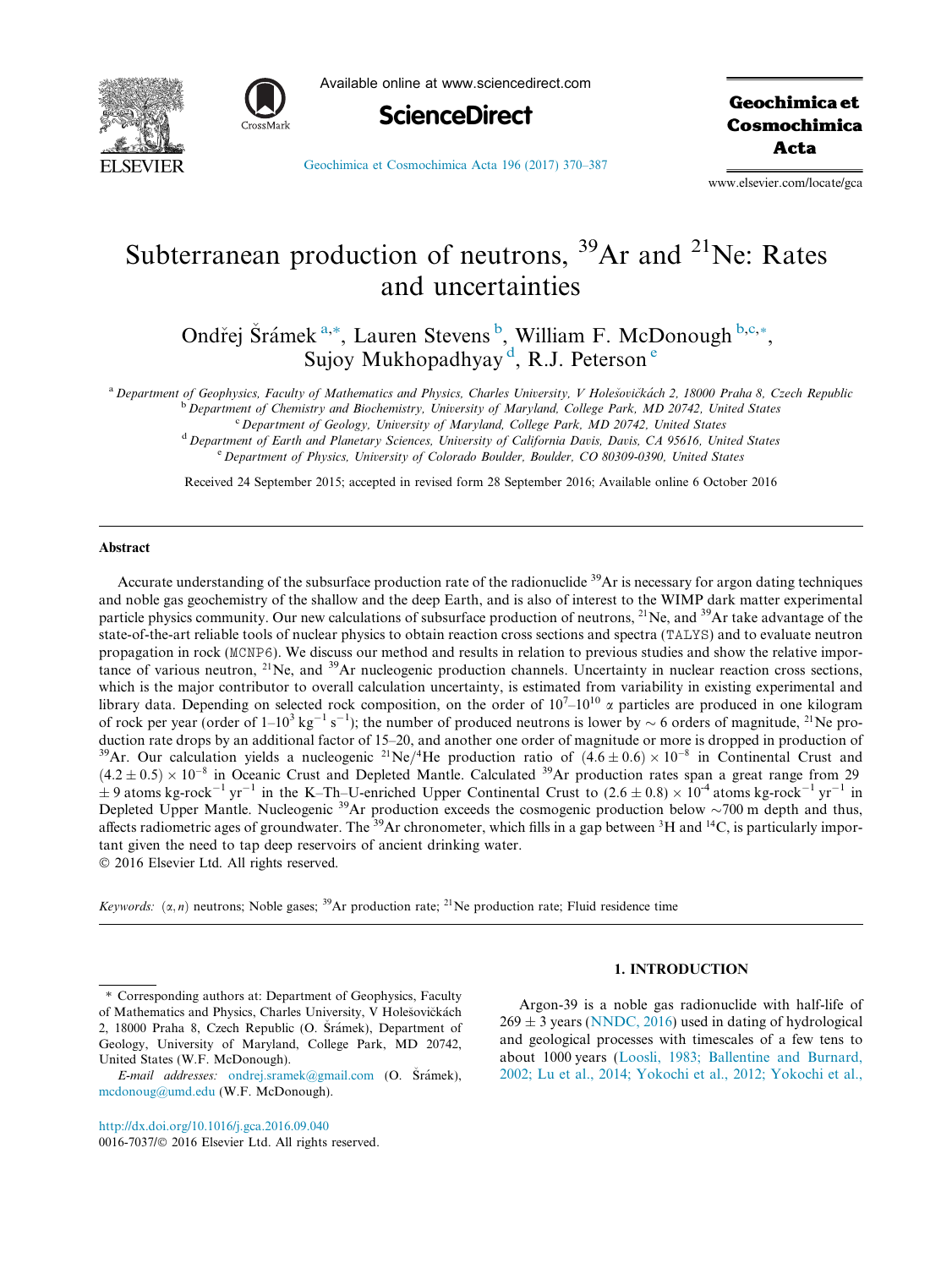# Subterranean production of neutrons, $^{39}$Ar and $^{21}$Ne: Rates and uncertainties

Ondřej Šrámek [a,*], Lauren Stevens [b], William F. McDonough [b,c,*], Sujoy Mukhopadhyay [d], R.J. Peterson [e]

[a] Department of Geophysics, Faculty of Mathematics and Physics, Charles University, V Holešovičkách 2, 18000 Praha 8, Czech Republic
[b] Department of Chemistry and Biochemistry, University of Maryland, College Park, MD 20742, United States
[c] Department of Geology, University of Maryland, College Park, MD 20742, United States
[d] Department of Earth and Planetary Sciences, University of California Davis, Davis, CA 95616, United States
[e] Department of Physics, University of Colorado Boulder, Boulder, CO 80309-0390, United States

Received 24 September 2015; accepted in revised form 28 September 2016; Available online 6 October 2016

## Abstract

Accurate understanding of the subsurface production rate of the radionuclide $^{39}$Ar is necessary for argon dating techniques and noble gas geochemistry of the shallow and the deep Earth, and is also of interest to the WIMP dark matter experimental particle physics community. Our new calculations of subsurface production of neutrons, $^{21}$Ne, and $^{39}$Ar take advantage of the state-of-the-art reliable tools of nuclear physics to obtain reaction cross sections and spectra (TALYS) and to evaluate neutron propagation in rock (MCNP6). We discuss our method and results in relation to previous studies and show the relative importance of various neutron, $^{21}$Ne, and $^{39}$Ar nucleogenic production channels. Uncertainty in nuclear reaction cross sections, which is the major contributor to overall calculation uncertainty, is estimated from variability in existing experimental and library data. Depending on selected rock composition, on the order of $10^7$–$10^{10}$ $\alpha$ particles are produced in one kilogram of rock per year (order of 1–$10^3$ kg$^{-1}$ s$^{-1}$); the number of produced neutrons is lower by $\sim$ 6 orders of magnitude, $^{21}$Ne production rate drops by an additional factor of 15–20, and another one order of magnitude or more is dropped in production of $^{39}$Ar. Our calculation yields a nucleogenic $^{21}$Ne/$^4$He production ratio of $(4.6 \pm 0.6) \times 10^{-8}$ in Continental Crust and $(4.2 \pm 0.5) \times 10^{-8}$ in Oceanic Crust and Depleted Mantle. Calculated $^{39}$Ar production rates span a great range from 29 $\pm$ 9 atoms kg-rock$^{-1}$ yr$^{-1}$ in the K–Th–U-enriched Upper Continental Crust to $(2.6 \pm 0.8) \times 10^{-4}$ atoms kg-rock$^{-1}$ yr$^{-1}$ in Depleted Upper Mantle. Nucleogenic $^{39}$Ar production exceeds the cosmogenic production below $\sim$700 m depth and thus, affects radiometric ages of groundwater. The $^{39}$Ar chronometer, which fills in a gap between $^3$H and $^{14}$C, is particularly important given the need to tap deep reservoirs of ancient drinking water.

© 2016 Elsevier Ltd. All rights reserved.

*Keywords:* $(\alpha, n)$ neutrons; Noble gases; $^{39}$Ar production rate; $^{21}$Ne production rate; Fluid residence time

## 1. INTRODUCTION

Argon-39 is a noble gas radionuclide with half-life of 269 $\pm$ 3 years (NNDC, 2016) used in dating of hydrological and geological processes with timescales of a few tens to about 1000 years (Loosli, 1983; Ballentine and Burnard, 2002; Lu et al., 2014; Yokochi et al., 2012; Yokochi et al.,

---

* Corresponding authors at: Department of Geophysics, Faculty of Mathematics and Physics, Charles University, V Holešovičkách 2, 18000 Praha 8, Czech Republic (O. Šrámek), Department of Geology, University of Maryland, College Park, MD 20742, United States (W.F. McDonough).

*E-mail addresses:* ondrej.sramek@gmail.com (O. Šrámek), mcdonoug@umd.edu (W.F. McDonough).

http://dx.doi.org/10.1016/j.gca.2016.09.040
0016-7037/© 2016 Elsevier Ltd. All rights reserved.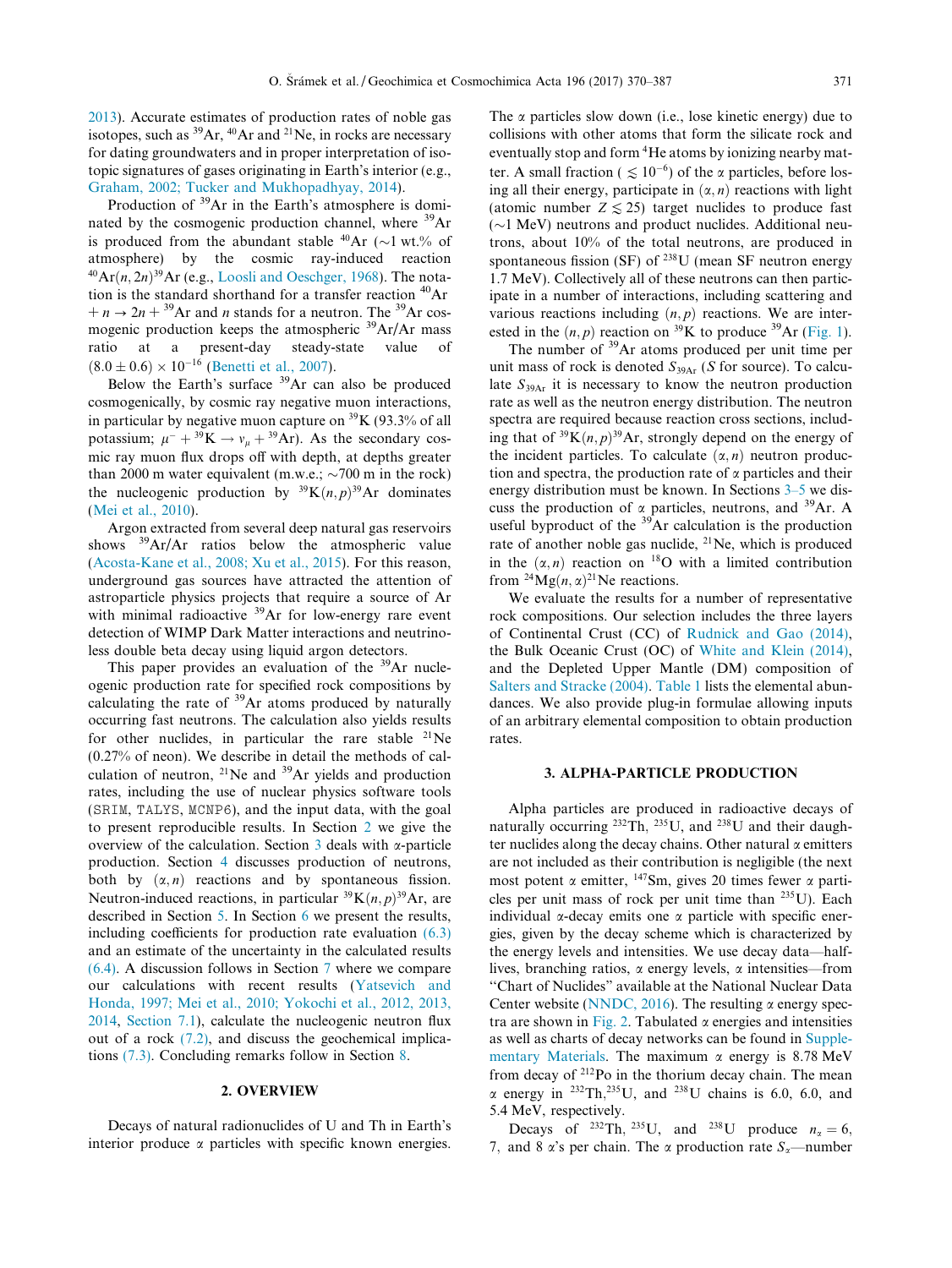2013). Accurate estimates of production rates of noble gas isotopes, such as $^{39}$Ar, $^{40}$Ar and $^{21}$Ne, in rocks are necessary for dating groundwaters and in proper interpretation of isotopic signatures of gases originating in Earth's interior (e.g., Graham, 2002; Tucker and Mukhopadhyay, 2014).

Production of $^{39}$Ar in the Earth's atmosphere is dominated by the cosmogenic production channel, where $^{39}$Ar is produced from the abundant stable $^{40}$Ar ($\sim$1 wt.% of atmosphere) by the cosmic ray-induced reaction $^{40}$Ar$(n, 2n)^{39}$Ar (e.g., Loosli and Oeschger, 1968). The notation is the standard shorthand for a transfer reaction $^{40}$Ar $+ n \rightarrow 2n +$ $^{39}$Ar and $n$ stands for a neutron. The $^{39}$Ar cosmogenic production keeps the atmospheric $^{39}$Ar/Ar mass ratio at a present-day steady-state value of $(8.0 \pm 0.6) \times 10^{-16}$ (Benetti et al., 2007).

Below the Earth's surface $^{39}$Ar can also be produced cosmogenically, by cosmic ray negative muon interactions, in particular by negative muon capture on $^{39}$K (93.3% of all potassium; $\mu^- +$ $^{39}$K $\rightarrow \nu_\mu +$ $^{39}$Ar). As the secondary cosmic ray muon flux drops off with depth, at depths greater than 2000 m water equivalent (m.w.e.; $\sim$700 m in the rock) the nucleogenic production by $^{39}$K$(n,p)^{39}$Ar dominates (Mei et al., 2010).

Argon extracted from several deep natural gas reservoirs shows $^{39}$Ar/Ar ratios below the atmospheric value (Acosta-Kane et al., 2008; Xu et al., 2015). For this reason, underground gas sources have attracted the attention of astroparticle physics projects that require a source of Ar with minimal radioactive $^{39}$Ar for low-energy rare event detection of WIMP Dark Matter interactions and neutrinoless double beta decay using liquid argon detectors.

This paper provides an evaluation of the $^{39}$Ar nucleogenic production rate for specified rock compositions by calculating the rate of $^{39}$Ar atoms produced by naturally occurring fast neutrons. The calculation also yields results for other nuclides, in particular the rare stable $^{21}$Ne (0.27% of neon). We describe in detail the methods of calculation of neutron, $^{21}$Ne and $^{39}$Ar yields and production rates, including the use of nuclear physics software tools (SRIM, TALYS, MCNP6), and the input data, with the goal to present reproducible results. In Section 2 we give the overview of the calculation. Section 3 deals with $\alpha$-particle production. Section 4 discusses production of neutrons, both by $(\alpha, n)$ reactions and by spontaneous fission. Neutron-induced reactions, in particular $^{39}$K$(n,p)^{39}$Ar, are described in Section 5. In Section 6 we present the results, including coefficients for production rate evaluation (6.3) and an estimate of the uncertainty in the calculated results (6.4). A discussion follows in Section 7 where we compare our calculations with recent results (Yatsevich and Honda, 1997; Mei et al., 2010; Yokochi et al., 2012, 2013, 2014, Section 7.1), calculate the nucleogenic neutron flux out of a rock (7.2), and discuss the geochemical implications (7.3). Concluding remarks follow in Section 8.

## 2. OVERVIEW

Decays of natural radionuclides of U and Th in Earth's interior produce $\alpha$ particles with specific known energies. The $\alpha$ particles slow down (i.e., lose kinetic energy) due to collisions with other atoms that form the silicate rock and eventually stop and form $^4$He atoms by ionizing nearby matter. A small fraction ($\lesssim 10^{-6}$) of the $\alpha$ particles, before losing all their energy, participate in $(\alpha, n)$ reactions with light (atomic number $Z \lesssim 25$) target nuclides to produce fast ($\sim$1 MeV) neutrons and product nuclides. Additional neutrons, about 10% of the total neutrons, are produced in spontaneous fission (SF) of $^{238}$U (mean SF neutron energy 1.7 MeV). Collectively all of these neutrons can then participate in a number of interactions, including scattering and various reactions including $(n, p)$ reactions. We are interested in the $(n, p)$ reaction on $^{39}$K to produce $^{39}$Ar (Fig. 1).

The number of $^{39}$Ar atoms produced per unit time per unit mass of rock is denoted $S_{39\mathrm{Ar}}$ ($S$ for source). To calculate $S_{39\mathrm{Ar}}$ it is necessary to know the neutron production rate as well as the neutron energy distribution. The neutron spectra are required because reaction cross sections, including that of $^{39}$K$(n,p)^{39}$Ar, strongly depend on the energy of the incident particles. To calculate $(\alpha, n)$ neutron production and spectra, the production rate of $\alpha$ particles and their energy distribution must be known. In Sections 3–5 we discuss the production of $\alpha$ particles, neutrons, and $^{39}$Ar. A useful byproduct of the $^{39}$Ar calculation is the production rate of another noble gas nuclide, $^{21}$Ne, which is produced in the $(\alpha, n)$ reaction on $^{18}$O with a limited contribution from $^{24}$Mg$(n, \alpha)^{21}$Ne reactions.

We evaluate the results for a number of representative rock compositions. Our selection includes the three layers of Continental Crust (CC) of Rudnick and Gao (2014), the Bulk Oceanic Crust (OC) of White and Klein (2014), and the Depleted Upper Mantle (DM) composition of Salters and Stracke (2004). Table 1 lists the elemental abundances. We also provide plug-in formulae allowing inputs of an arbitrary elemental composition to obtain production rates.

## 3. ALPHA-PARTICLE PRODUCTION

Alpha particles are produced in radioactive decays of naturally occurring $^{232}$Th, $^{235}$U, and $^{238}$U and their daughter nuclides along the decay chains. Other natural $\alpha$ emitters are not included as their contribution is negligible (the next most potent $\alpha$ emitter, $^{147}$Sm, gives 20 times fewer $\alpha$ particles per unit mass of rock per unit time than $^{235}$U). Each individual $\alpha$-decay emits one $\alpha$ particle with specific energies, given by the decay scheme which is characterized by the energy levels and intensities. We use decay data—half-lives, branching ratios, $\alpha$ energy levels, $\alpha$ intensities—from "Chart of Nuclides" available at the National Nuclear Data Center website (NNDC, 2016). The resulting $\alpha$ energy spectra are shown in Fig. 2. Tabulated $\alpha$ energies and intensities as well as charts of decay networks can be found in Supplementary Materials. The maximum $\alpha$ energy is 8.78 MeV from decay of $^{212}$Po in the thorium decay chain. The mean $\alpha$ energy in $^{232}$Th, $^{235}$U, and $^{238}$U chains is 6.0, 6.0, and 5.4 MeV, respectively.

Decays of $^{232}$Th, $^{235}$U, and $^{238}$U produce $n_\alpha = 6$, 7, and 8 $\alpha$'s per chain. The $\alpha$ production rate $S_\alpha$—number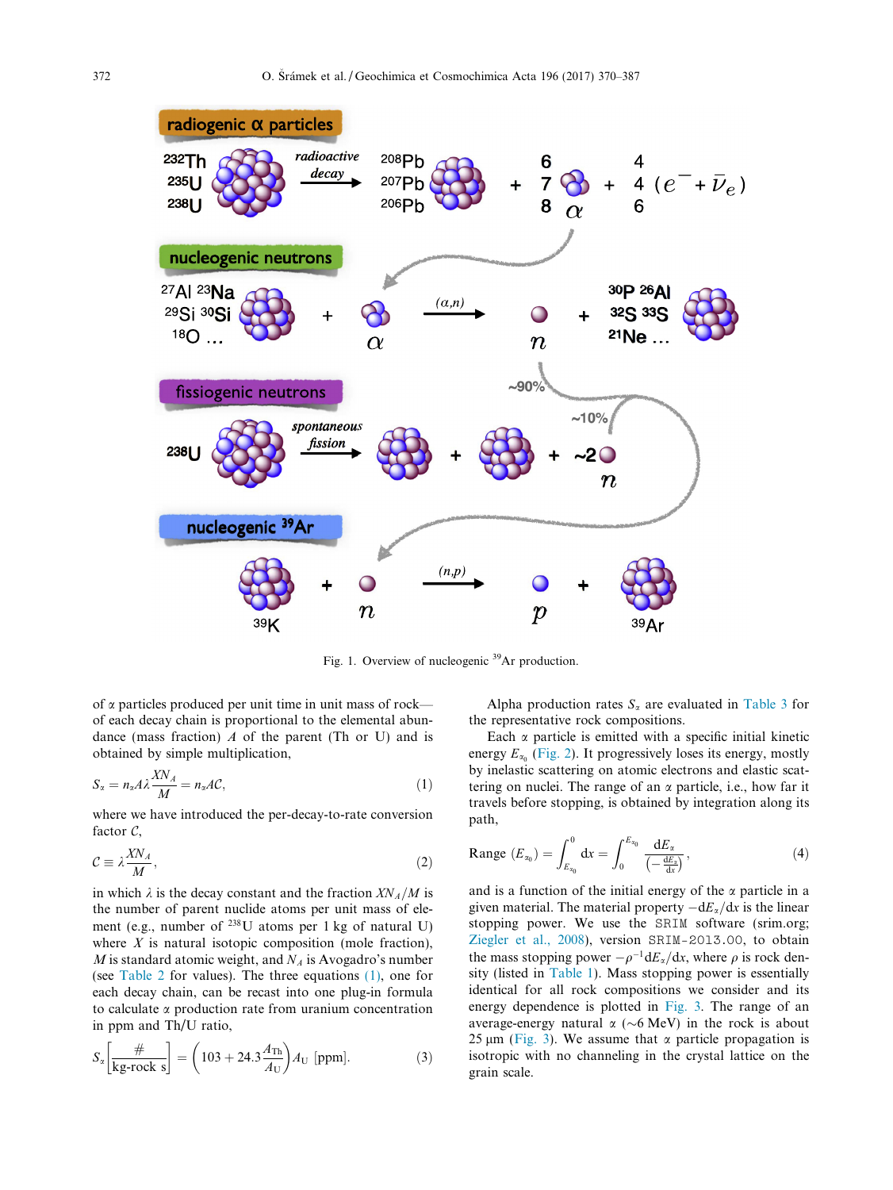Fig. 1. Overview of nucleogenic $^{39}$Ar production.

of α particles produced per unit time in unit mass of rock—of each decay chain is proportional to the elemental abundance (mass fraction) $A$ of the parent (Th or U) and is obtained by simple multiplication,

$$S_\alpha = n_\alpha A \lambda \frac{X N_A}{M} = n_\alpha A \mathcal{C}, \tag{1}$$

where we have introduced the per-decay-to-rate conversion factor $\mathcal{C}$,

$$\mathcal{C} \equiv \lambda \frac{X N_A}{M}, \tag{2}$$

in which $\lambda$ is the decay constant and the fraction $XN_A/M$ is the number of parent nuclide atoms per unit mass of element (e.g., number of $^{238}$U atoms per 1 kg of natural U) where $X$ is natural isotopic composition (mole fraction), $M$ is standard atomic weight, and $N_A$ is Avogadro's number (see Table 2 for values). The three equations (1), one for each decay chain, can be recast into one plug-in formula to calculate α production rate from uranium concentration in ppm and Th/U ratio,

$$S_\alpha \left[\frac{\#}{\text{kg-rock s}}\right] = \left(103 + 24.3 \frac{A_{\text{Th}}}{A_{\text{U}}}\right) A_{\text{U}} \text{ [ppm]}. \tag{3}$$

Alpha production rates $S_\alpha$ are evaluated in Table 3 for the representative rock compositions.

Each α particle is emitted with a specific initial kinetic energy $E_{\alpha_0}$ (Fig. 2). It progressively loses its energy, mostly by inelastic scattering on atomic electrons and elastic scattering on nuclei. The range of an α particle, i.e., how far it travels before stopping, is obtained by integration along its path,

$$\text{Range } (E_{\alpha_0}) = \int_{E_{\alpha_0}}^{0} \mathrm{d}x = \int_{0}^{E_{\alpha_0}} \frac{\mathrm{d}E_\alpha}{\left(-\frac{\mathrm{d}E_\alpha}{\mathrm{d}x}\right)}, \tag{4}$$

and is a function of the initial energy of the α particle in a given material. The material property $-\mathrm{d}E_\alpha/\mathrm{d}x$ is the linear stopping power. We use the SRIM software (srim.org; Ziegler et al., 2008), version SRIM-2013.00, to obtain the mass stopping power $-\rho^{-1}\mathrm{d}E_\alpha/\mathrm{d}x$, where $\rho$ is rock density (listed in Table 1). Mass stopping power is essentially identical for all rock compositions we consider and its energy dependence is plotted in Fig. 3. The range of an average-energy natural α (~6 MeV) in the rock is about 25 μm (Fig. 3). We assume that α particle propagation is isotropic with no channeling in the crystal lattice on the grain scale.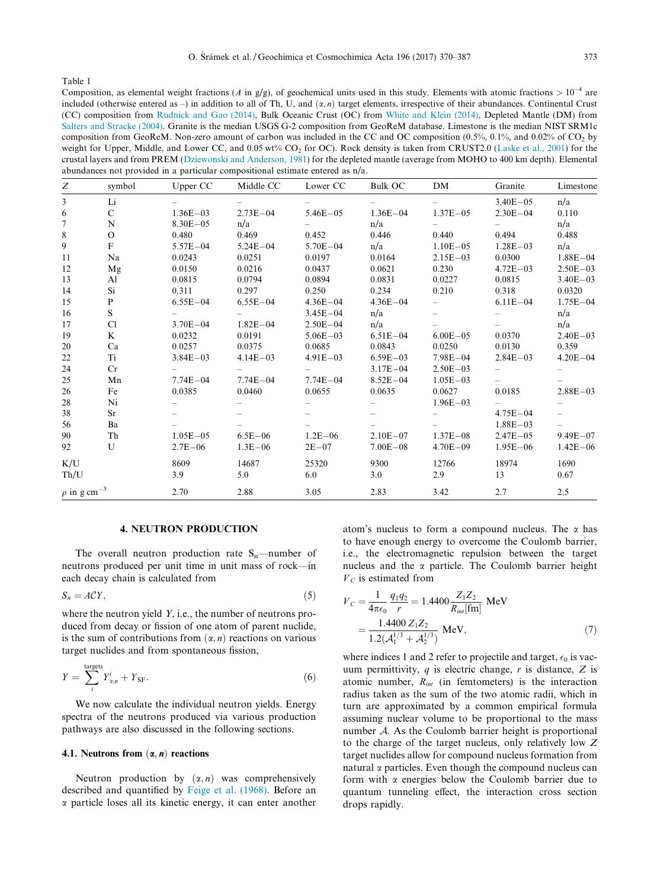Table 1
Composition, as elemental weight fractions ($A$ in g/g), of geochemical units used in this study. Elements with atomic fractions $> 10^{-4}$ are included (otherwise entered as –) in addition to all of Th, U, and $(\alpha, n)$ target elements, irrespective of their abundances. Continental Crust (CC) composition from Rudnick and Gao (2014), Bulk Oceanic Crust (OC) from White and Klein (2014), Depleted Mantle (DM) from Salters and Stracke (2004). Granite is the median USGS G-2 composition from GeoReM database. Limestone is the median NIST SRM1c composition from GeoReM. Non-zero amount of carbon was included in the CC and OC composition (0.5%, 0.1%, and 0.02% of $CO_2$ by weight for Upper, Middle, and Lower CC, and 0.05 wt% $CO_2$ for OC). Rock density is taken from CRUST2.0 (Laske et al., 2001) for the crustal layers and from PREM (Dziewonski and Anderson, 1981) for the depleted mantle (average from MOHO to 400 km depth). Elemental abundances not provided in a particular compositional estimate entered as n/a.

| $Z$ | symbol | Upper CC | Middle CC | Lower CC | Bulk OC | DM | Granite | Limestone |
|---|---|---|---|---|---|---|---|---|
| 3 | Li | – | – | – | – | – | 3.40E−05 | n/a |
| 6 | C | 1.36E−03 | 2.73E−04 | 5.46E−05 | 1.36E−04 | 1.37E−05 | 2.30E−04 | 0.110 |
| 7 | N | 8.30E−05 | n/a | – | n/a | – | – | n/a |
| 8 | O | 0.480 | 0.469 | 0.452 | 0.446 | 0.440 | 0.494 | 0.488 |
| 9 | F | 5.57E−04 | 5.24E−04 | 5.70E−04 | n/a | 1.10E−05 | 1.28E−03 | n/a |
| 11 | Na | 0.0243 | 0.0251 | 0.0197 | 0.0164 | 2.15E−03 | 0.0300 | 1.88E−04 |
| 12 | Mg | 0.0150 | 0.0216 | 0.0437 | 0.0621 | 0.230 | 4.72E−03 | 2.50E−03 |
| 13 | Al | 0.0815 | 0.0794 | 0.0894 | 0.0831 | 0.0227 | 0.0815 | 3.40E−03 |
| 14 | Si | 0.311 | 0.297 | 0.250 | 0.234 | 0.210 | 0.318 | 0.0320 |
| 15 | P | 6.55E−04 | 6.55E−04 | 4.36E−04 | 4.36E−04 | – | 6.11E−04 | 1.75E−04 |
| 16 | S | – | – | 3.45E−04 | n/a | – | – | n/a |
| 17 | Cl | 3.70E−04 | 1.82E−04 | 2.50E−04 | n/a | – | – | n/a |
| 19 | K | 0.0232 | 0.0191 | 5.06E−03 | 6.51E−04 | 6.00E−05 | 0.0370 | 2.40E−03 |
| 20 | Ca | 0.0257 | 0.0375 | 0.0685 | 0.0843 | 0.0250 | 0.0130 | 0.359 |
| 22 | Ti | 3.84E−03 | 4.14E−03 | 4.91E−03 | 6.59E−03 | 7.98E−04 | 2.84E−03 | 4.20E−04 |
| 24 | Cr | – | – | – | 3.17E−04 | 2.50E−03 | – | – |
| 25 | Mn | 7.74E−04 | 7.74E−04 | 7.74E−04 | 8.52E−04 | 1.05E−03 | – | – |
| 26 | Fe | 0.0385 | 0.0460 | 0.0655 | 0.0635 | 0.0627 | 0.0185 | 2.88E−03 |
| 28 | Ni | – | – | – | – | 1.96E−03 | – | – |
| 38 | Sr | – | – | – | – | – | 4.75E−04 | – |
| 56 | Ba | – | – | – | – | – | 1.88E−03 | – |
| 90 | Th | 1.05E−05 | 6.5E−06 | 1.2E−06 | 2.10E−07 | 1.37E−08 | 2.47E−05 | 9.49E−07 |
| 92 | U | 2.7E−06 | 1.3E−06 | 2E−07 | 7.00E−08 | 4.70E−09 | 1.95E−06 | 1.42E−06 |
| K/U | | 8609 | 14687 | 25320 | 9300 | 12766 | 18974 | 1690 |
| Th/U | | 3.9 | 5.0 | 6.0 | 3.0 | 2.9 | 13 | 0.67 |
| $\rho$ in g cm$^{-3}$ | | 2.70 | 2.88 | 3.05 | 2.83 | 3.42 | 2.7 | 2.5 |

## 4. NEUTRON PRODUCTION

The overall neutron production rate $S_n$—number of neutrons produced per unit time in unit mass of rock—in each decay chain is calculated from

$$S_n = A\mathcal{C}Y, \tag{5}$$

where the neutron yield $Y$, i.e., the number of neutrons produced from decay or fission of one atom of parent nuclide, is the sum of contributions from $(\alpha, n)$ reactions on various target nuclides and from spontaneous fission,

$$Y = \sum_i^{\text{targets}} Y^i_{\alpha,n} + Y_{\text{SF}}. \tag{6}$$

We now calculate the individual neutron yields. Energy spectra of the neutrons produced via various production pathways are also discussed in the following sections.

### 4.1. Neutrons from $(\alpha, n)$ reactions

Neutron production by $(\alpha, n)$ was comprehensively described and quantified by Feige et al. (1968). Before an $\alpha$ particle loses all its kinetic energy, it can enter another atom's nucleus to form a compound nucleus. The $\alpha$ has to have enough energy to overcome the Coulomb barrier, i.e., the electromagnetic repulsion between the target nucleus and the $\alpha$ particle. The Coulomb barrier height $V_C$ is estimated from

$$V_C = \frac{1}{4\pi\epsilon_0}\frac{q_1 q_2}{r} = 1.4400\frac{Z_1 Z_2}{R_{int}[\text{fm}]}\ \text{MeV} = \frac{1.4400\ Z_1 Z_2}{1.2(\mathcal{A}_1^{1/3} + \mathcal{A}_2^{1/3})}\ \text{MeV}, \tag{7}$$

where indices 1 and 2 refer to projectile and target, $\epsilon_0$ is vacuum permittivity, $q$ is electric change, $r$ is distance, $Z$ is atomic number, $R_{int}$ (in femtometers) is the interaction radius taken as the sum of the two atomic radii, which in turn are approximated by a common empirical formula assuming nuclear volume to be proportional to the mass number $\mathcal{A}$. As the Coulomb barrier height is proportional to the charge of the target nucleus, only relatively low $Z$ target nuclides allow for compound nucleus formation from natural $\alpha$ particles. Even though the compound nucleus can form with $\alpha$ energies below the Coulomb barrier due to quantum tunneling effect, the interaction cross section drops rapidly.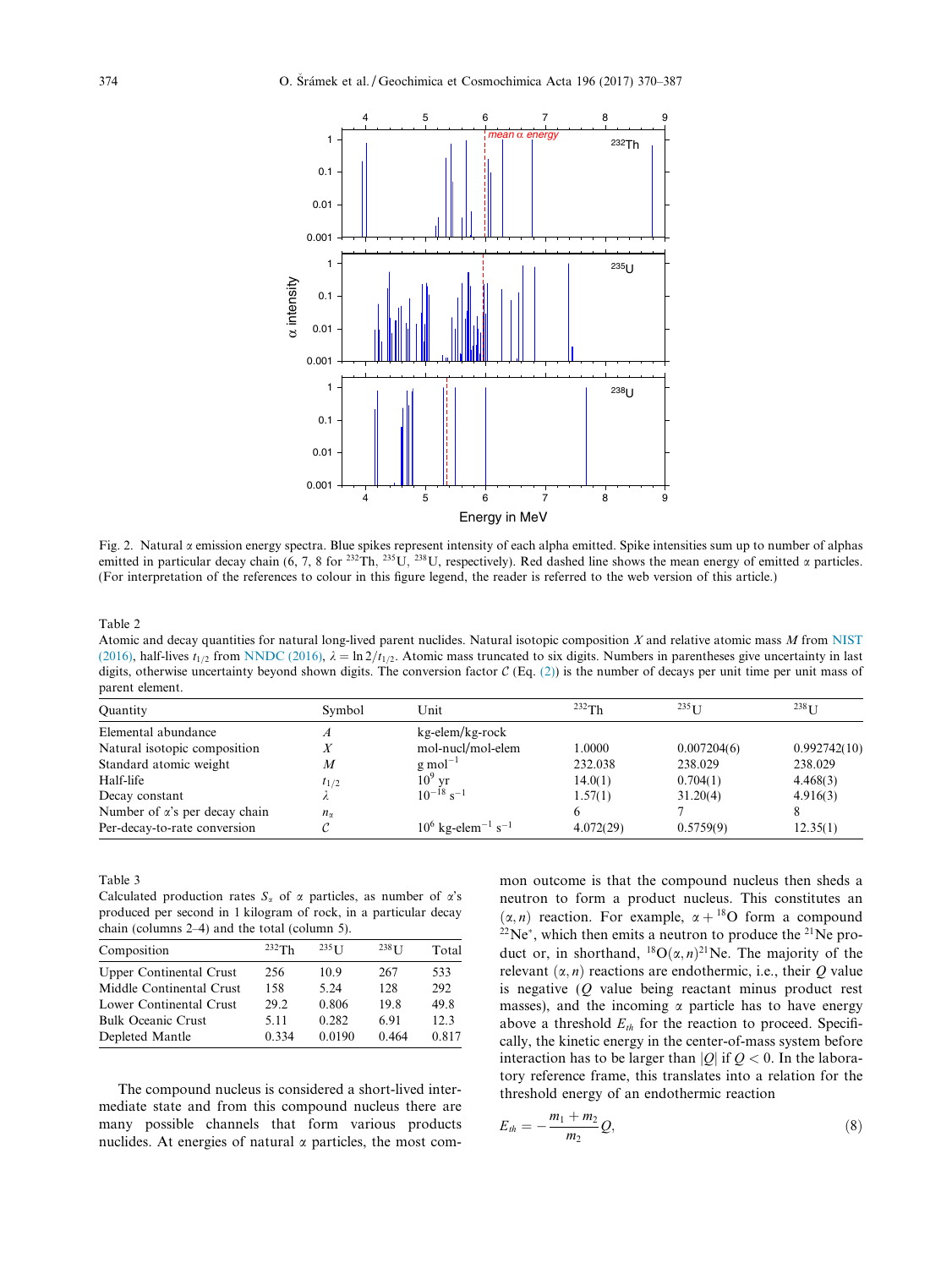Fig. 2. Natural α emission energy spectra. Blue spikes represent intensity of each alpha emitted. Spike intensities sum up to number of alphas emitted in particular decay chain (6, 7, 8 for $^{232}$Th, $^{235}$U, $^{238}$U, respectively). Red dashed line shows the mean energy of emitted α particles. (For interpretation of the references to colour in this figure legend, the reader is referred to the web version of this article.)

Table 2
Atomic and decay quantities for natural long-lived parent nuclides. Natural isotopic composition $X$ and relative atomic mass $M$ from NIST (2016), half-lives $t_{1/2}$ from NNDC (2016), $\lambda = \ln 2/t_{1/2}$. Atomic mass truncated to six digits. Numbers in parentheses give uncertainty in last digits, otherwise uncertainty beyond shown digits. The conversion factor $\mathcal{C}$ (Eq. (2)) is the number of decays per unit time per unit mass of parent element.

| Quantity | Symbol | Unit | $^{232}$Th | $^{235}$U | $^{238}$U |
|---|---|---|---|---|---|
| Elemental abundance | $A$ | kg-elem/kg-rock | | | |
| Natural isotopic composition | $X$ | mol-nucl/mol-elem | 1.0000 | 0.007204(6) | 0.992742(10) |
| Standard atomic weight | $M$ | g mol$^{-1}$ | 232.038 | 238.029 | 238.029 |
| Half-life | $t_{1/2}$ | $10^9$ yr | 14.0(1) | 0.704(1) | 4.468(3) |
| Decay constant | $\lambda$ | $10^{-18}$ s$^{-1}$ | 1.57(1) | 31.20(4) | 4.916(3) |
| Number of α's per decay chain | $n_\alpha$ | | 6 | 7 | 8 |
| Per-decay-to-rate conversion | $\mathcal{C}$ | $10^6$ kg-elem$^{-1}$ s$^{-1}$ | 4.072(29) | 0.5759(9) | 12.35(1) |

Table 3
Calculated production rates $S_\alpha$ of α particles, as number of α's produced per second in 1 kilogram of rock, in a particular decay chain (columns 2–4) and the total (column 5).

| Composition | $^{232}$Th | $^{235}$U | $^{238}$U | Total |
|---|---|---|---|---|
| Upper Continental Crust | 256 | 10.9 | 267 | 533 |
| Middle Continental Crust | 158 | 5.24 | 128 | 292 |
| Lower Continental Crust | 29.2 | 0.806 | 19.8 | 49.8 |
| Bulk Oceanic Crust | 5.11 | 0.282 | 6.91 | 12.3 |
| Depleted Mantle | 0.334 | 0.0190 | 0.464 | 0.817 |

The compound nucleus is considered a short-lived intermediate state and from this compound nucleus there are many possible channels that form various products nuclides. At energies of natural α particles, the most common outcome is that the compound nucleus then sheds a neutron to form a product nucleus. This constitutes an $(\alpha, n)$ reaction. For example, $\alpha + {}^{18}$O form a compound $^{22}$Ne$^*$, which then emits a neutron to produce the $^{21}$Ne product or, in shorthand, $^{18}$O$(\alpha,n)^{21}$Ne. The majority of the relevant $(\alpha, n)$ reactions are endothermic, i.e., their $Q$ value is negative ($Q$ value being reactant minus product rest masses), and the incoming α particle has to have energy above a threshold $E_{th}$ for the reaction to proceed. Specifically, the kinetic energy in the center-of-mass system before interaction has to be larger than $|Q|$ if $Q < 0$. In the laboratory reference frame, this translates into a relation for the threshold energy of an endothermic reaction

$$E_{th} = -\frac{m_1 + m_2}{m_2} Q, \tag{8}$$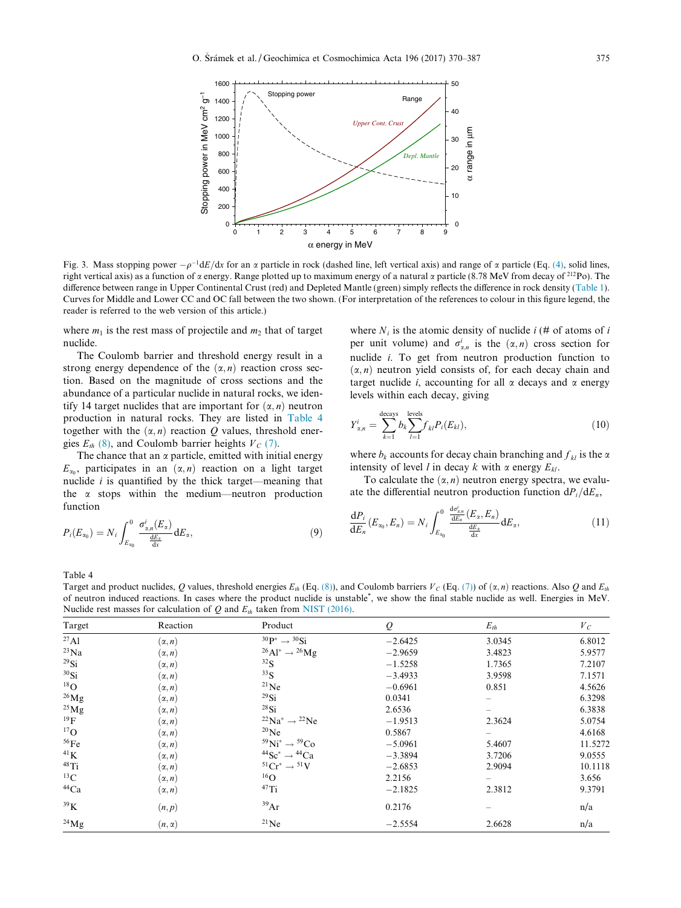Fig. 3. Mass stopping power $-\rho^{-1}\mathrm{d}E/\mathrm{d}x$ for an α particle in rock (dashed line, left vertical axis) and range of α particle (Eq. (4), solid lines, right vertical axis) as a function of α energy. Range plotted up to maximum energy of a natural α particle (8.78 MeV from decay of $^{212}$Po). The difference between range in Upper Continental Crust (red) and Depleted Mantle (green) simply reflects the difference in rock density (Table 1). Curves for Middle and Lower CC and OC fall between the two shown. (For interpretation of the references to colour in this figure legend, the reader is referred to the web version of this article.)

where $m_1$ is the rest mass of projectile and $m_2$ that of target nuclide.

The Coulomb barrier and threshold energy result in a strong energy dependence of the $(\alpha, n)$ reaction cross section. Based on the magnitude of cross sections and the abundance of a particular nuclide in natural rocks, we identify 14 target nuclides that are important for $(\alpha, n)$ neutron production in natural rocks. They are listed in Table 4 together with the $(\alpha, n)$ reaction $Q$ values, threshold energies $E_{th}$ (8), and Coulomb barrier heights $V_C$ (7).

The chance that an α particle, emitted with initial energy $E_{\alpha_0}$, participates in an $(\alpha, n)$ reaction on a light target nuclide $i$ is quantified by the thick target—meaning that the α stops within the medium—neutron production function

$$P_i(E_{\alpha_0}) = N_i \int_{E_{\alpha_0}}^{0} \frac{\sigma^i_{\alpha,n}(E_\alpha)}{\frac{\mathrm{d}E_\alpha}{\mathrm{d}x}} \mathrm{d}E_\alpha, \tag{9}$$

where $N_i$ is the atomic density of nuclide $i$ (# of atoms of $i$ per unit volume) and $\sigma^i_{\alpha,n}$ is the $(\alpha, n)$ cross section for nuclide $i$. To get from neutron production function to $(\alpha, n)$ neutron yield consists of, for each decay chain and target nuclide $i$, accounting for all α decays and α energy levels within each decay, giving

$$Y^i_{\alpha,n} = \sum_{k=1}^{\text{decays}} b_k \sum_{l=1}^{\text{levels}} f_{kl} P_i(E_{kl}), \tag{10}$$

where $b_k$ accounts for decay chain branching and $f_{kl}$ is the α intensity of level $l$ in decay $k$ with α energy $E_{kl}$.

To calculate the $(\alpha, n)$ neutron energy spectra, we evaluate the differential neutron production function $\mathrm{d}P_i/\mathrm{d}E_n$,

$$\frac{\mathrm{d}P_i}{\mathrm{d}E_n}(E_{\alpha_0}, E_n) = N_i \int_{E_{\alpha_0}}^{0} \frac{\frac{\mathrm{d}\sigma^i_{\alpha,n}}{\mathrm{d}E_n}(E_\alpha, E_n)}{\frac{\mathrm{d}E_\alpha}{\mathrm{d}x}} \mathrm{d}E_\alpha, \tag{11}$$

Table 4
Target and product nuclides, $Q$ values, threshold energies $E_{th}$ (Eq. (8)), and Coulomb barriers $V_C$ (Eq. (7)) of $(\alpha, n)$ reactions. Also $Q$ and $E_{th}$ of neutron induced reactions. In cases where the product nuclide is unstable*, we show the final stable nuclide as well. Energies in MeV. Nuclide rest masses for calculation of $Q$ and $E_{th}$ taken from NIST (2016).

| Target | Reaction | Product | $Q$ | $E_{th}$ | $V_C$ |
|---|---|---|---|---|---|
| $^{27}$Al | $(\alpha, n)$ | $^{30}$P* → $^{30}$Si | −2.6425 | 3.0345 | 6.8012 |
| $^{23}$Na | $(\alpha, n)$ | $^{26}$Al* → $^{26}$Mg | −2.9659 | 3.4823 | 5.9577 |
| $^{29}$Si | $(\alpha, n)$ | $^{32}$S | −1.5258 | 1.7365 | 7.2107 |
| $^{30}$Si | $(\alpha, n)$ | $^{33}$S | −3.4933 | 3.9598 | 7.1571 |
| $^{18}$O | $(\alpha, n)$ | $^{21}$Ne | −0.6961 | 0.851 | 4.5626 |
| $^{26}$Mg | $(\alpha, n)$ | $^{29}$Si | 0.0341 | – | 6.3298 |
| $^{25}$Mg | $(\alpha, n)$ | $^{28}$Si | 2.6536 | – | 6.3838 |
| $^{19}$F | $(\alpha, n)$ | $^{22}$Na* → $^{22}$Ne | −1.9513 | 2.3624 | 5.0754 |
| $^{17}$O | $(\alpha, n)$ | $^{20}$Ne | 0.5867 | – | 4.6168 |
| $^{56}$Fe | $(\alpha, n)$ | $^{59}$Ni* → $^{59}$Co | −5.0961 | 5.4607 | 11.5272 |
| $^{41}$K | $(\alpha, n)$ | $^{44}$Sc* → $^{44}$Ca | −3.3894 | 3.7206 | 9.0555 |
| $^{48}$Ti | $(\alpha, n)$ | $^{51}$Cr* → $^{51}$V | −2.6853 | 2.9094 | 10.1118 |
| $^{13}$C | $(\alpha, n)$ | $^{16}$O | 2.2156 | – | 3.656 |
| $^{44}$Ca | $(\alpha, n)$ | $^{47}$Ti | −2.1825 | 2.3812 | 9.3791 |
| $^{39}$K | $(n, p)$ | $^{39}$Ar | 0.2176 | – | n/a |
| $^{24}$Mg | $(n, \alpha)$ | $^{21}$Ne | −2.5554 | 2.6628 | n/a |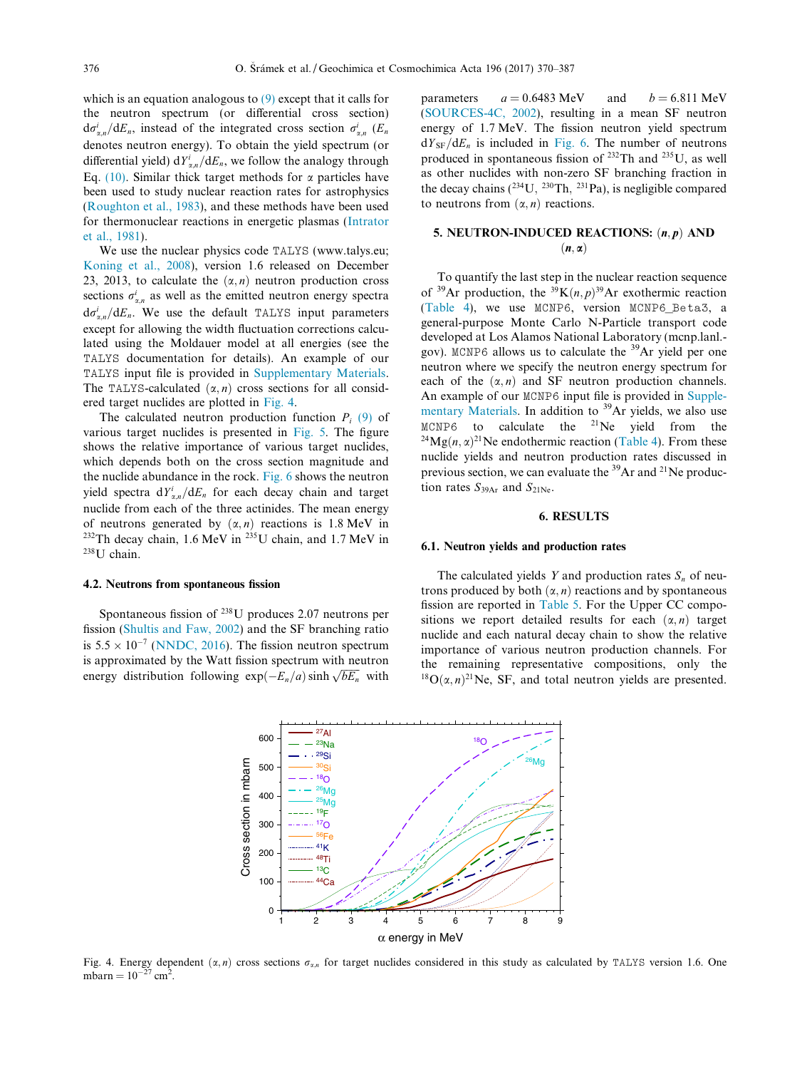which is an equation analogous to (9) except that it calls for the neutron spectrum (or differential cross section) $d\sigma^i_{\alpha,n}/dE_n$, instead of the integrated cross section $\sigma^i_{\alpha,n}$ ($E_n$ denotes neutron energy). To obtain the yield spectrum (or differential yield) $dY^i_{\alpha,n}/dE_n$, we follow the analogy through Eq. (10). Similar thick target methods for α particles have been used to study nuclear reaction rates for astrophysics (Roughton et al., 1983), and these methods have been used for thermonuclear reactions in energetic plasmas (Intrator et al., 1981).

We use the nuclear physics code TALYS (www.talys.eu; Koning et al., 2008), version 1.6 released on December 23, 2013, to calculate the $(\alpha, n)$ neutron production cross sections $\sigma^i_{\alpha,n}$ as well as the emitted neutron energy spectra $d\sigma^i_{\alpha,n}/dE_n$. We use the default TALYS input parameters except for allowing the width fluctuation corrections calculated using the Moldauer model at all energies (see the TALYS documentation for details). An example of our TALYS input file is provided in Supplementary Materials. The TALYS-calculated $(\alpha, n)$ cross sections for all considered target nuclides are plotted in Fig. 4.

The calculated neutron production function $P_i$ (9) of various target nuclides is presented in Fig. 5. The figure shows the relative importance of various target nuclides, which depends both on the cross section magnitude and the nuclide abundance in the rock. Fig. 6 shows the neutron yield spectra $dY^i_{\alpha,n}/dE_n$ for each decay chain and target nuclide from each of the three actinides. The mean energy of neutrons generated by $(\alpha, n)$ reactions is 1.8 MeV in $^{232}$Th decay chain, 1.6 MeV in $^{235}$U chain, and 1.7 MeV in $^{238}$U chain.

### 4.2. Neutrons from spontaneous fission

Spontaneous fission of $^{238}$U produces 2.07 neutrons per fission (Shultis and Faw, 2002) and the SF branching ratio is $5.5 \times 10^{-7}$ (NNDC, 2016). The fission neutron spectrum is approximated by the Watt fission spectrum with neutron energy distribution following $\exp(-E_n/a)\sinh\sqrt{bE_n}$ with parameters $a = 0.6483$ MeV and $b = 6.811$ MeV (SOURCES-4C, 2002), resulting in a mean SF neutron energy of 1.7 MeV. The fission neutron yield spectrum $dY_{SF}/dE_n$ is included in Fig. 6. The number of neutrons produced in spontaneous fission of $^{232}$Th and $^{235}$U, as well as other nuclides with non-zero SF branching fraction in the decay chains ($^{234}$U, $^{230}$Th, $^{231}$Pa), is negligible compared to neutrons from $(\alpha, n)$ reactions.

## 5. NEUTRON-INDUCED REACTIONS: $(n, p)$ AND $(n, \alpha)$

To quantify the last step in the nuclear reaction sequence of $^{39}$Ar production, the $^{39}$K$(n,p)^{39}$Ar exothermic reaction (Table 4), we use MCNP6, version MCNP6_Beta3, a general-purpose Monte Carlo N-Particle transport code developed at Los Alamos National Laboratory (mcnp.lanl.gov). MCNP6 allows us to calculate the $^{39}$Ar yield per one neutron where we specify the neutron energy spectrum for each of the $(\alpha, n)$ and SF neutron production channels. An example of our MCNP6 input file is provided in Supplementary Materials. In addition to $^{39}$Ar yields, we also use MCNP6 to calculate the $^{21}$Ne yield from the $^{24}$Mg$(n,\alpha)^{21}$Ne endothermic reaction (Table 4). From these nuclide yields and neutron production rates discussed in previous section, we can evaluate the $^{39}$Ar and $^{21}$Ne production rates $S_{39Ar}$ and $S_{21Ne}$.

## 6. RESULTS

### 6.1. Neutron yields and production rates

The calculated yields $Y$ and production rates $S_n$ of neutrons produced by both $(\alpha, n)$ reactions and by spontaneous fission are reported in Table 5. For the Upper CC compositions we report detailed results for each $(\alpha, n)$ target nuclide and each natural decay chain to show the relative importance of various neutron production channels. For the remaining representative compositions, only the $^{18}$O$(\alpha,n)^{21}$Ne, SF, and total neutron yields are presented.

Fig. 4. Energy dependent $(\alpha, n)$ cross sections $\sigma_{\alpha,n}$ for target nuclides considered in this study as calculated by TALYS version 1.6. One mbarn $= 10^{-27}$ cm$^2$.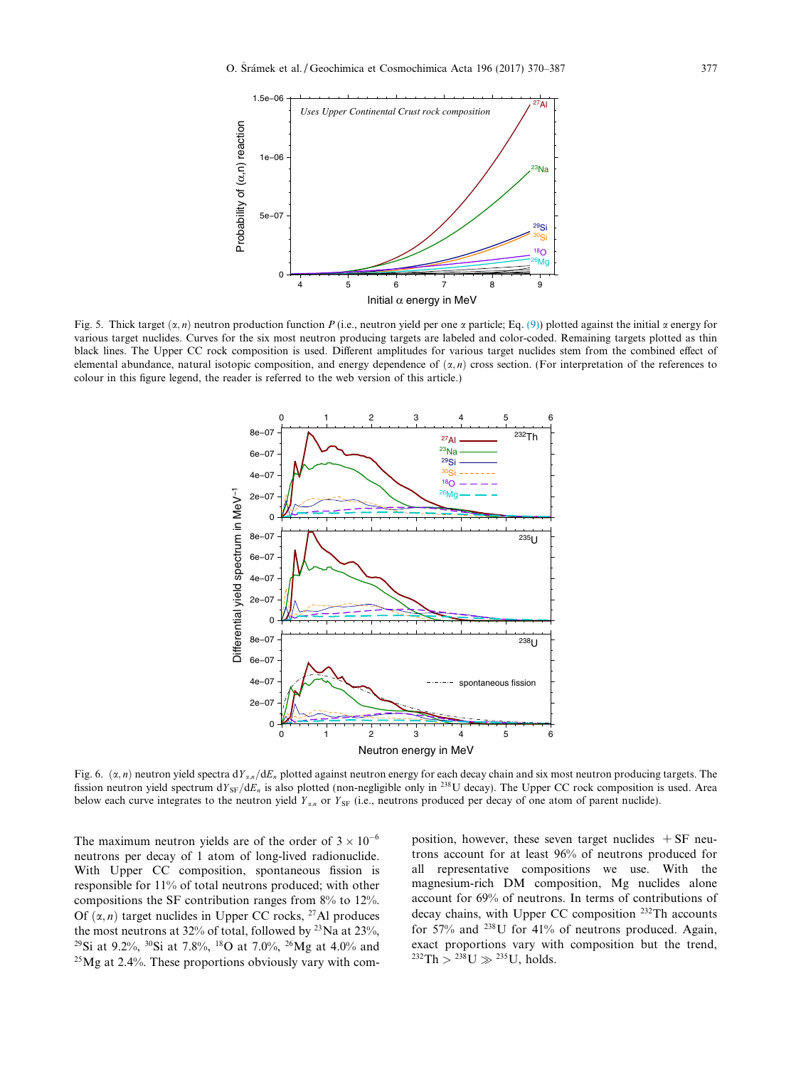Fig. 5. Thick target $(\alpha, n)$ neutron production function $P$ (i.e., neutron yield per one $\alpha$ particle; Eq. (9)) plotted against the initial $\alpha$ energy for various target nuclides. Curves for the six most neutron producing targets are labeled and color-coded. Remaining targets plotted as thin black lines. The Upper CC rock composition is used. Different amplitudes for various target nuclides stem from the combined effect of elemental abundance, natural isotopic composition, and energy dependence of $(\alpha, n)$ cross section. (For interpretation of the references to colour in this figure legend, the reader is referred to the web version of this article.)

Fig. 6. $(\alpha, n)$ neutron yield spectra $dY_{\alpha,n}/dE_n$ plotted against neutron energy for each decay chain and six most neutron producing targets. The fission neutron yield spectrum $dY_{SF}/dE_n$ is also plotted (non-negligible only in $^{238}U$ decay). The Upper CC rock composition is used. Area below each curve integrates to the neutron yield $Y_{\alpha,n}$ or $Y_{SF}$ (i.e., neutrons produced per decay of one atom of parent nuclide).

The maximum neutron yields are of the order of $3 \times 10^{-6}$ neutrons per decay of 1 atom of long-lived radionuclide. With Upper CC composition, spontaneous fission is responsible for 11% of total neutrons produced; with other compositions the SF contribution ranges from 8% to 12%. Of $(\alpha, n)$ target nuclides in Upper CC rocks, $^{27}Al$ produces the most neutrons at 32% of total, followed by $^{23}Na$ at 23%, $^{29}Si$ at 9.2%, $^{30}Si$ at 7.8%, $^{18}O$ at 7.0%, $^{26}Mg$ at 4.0% and $^{25}Mg$ at 2.4%. These proportions obviously vary with composition, however, these seven target nuclides + SF neutrons account for at least 96% of neutrons produced for all representative compositions we use. With the magnesium-rich DM composition, Mg nuclides alone account for 69% of neutrons. In terms of contributions of decay chains, with Upper CC composition $^{232}Th$ accounts for 57% and $^{238}U$ for 41% of neutrons produced. Again, exact proportions vary with composition but the trend, $^{232}Th > {^{238}U} \gg {^{235}U}$, holds.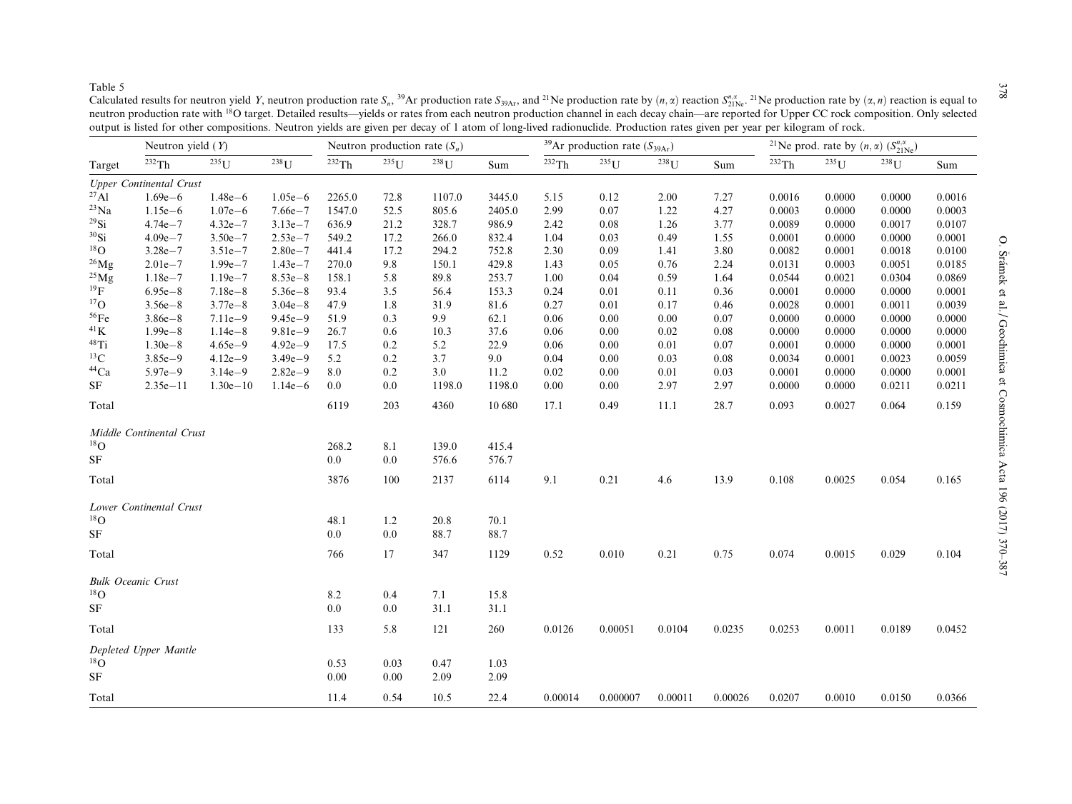Table 5

Calculated results for neutron yield $Y$, neutron production rate $S_n$, $^{39}$Ar production rate $S_{39Ar}$, and $^{21}$Ne production rate by $(n, \alpha)$ reaction $S^{n,\alpha}_{21Ne}$. $^{21}$Ne production rate by $(\alpha, n)$ reaction is equal to neutron production rate with $^{18}$O target. Detailed results—yields or rates from each neutron production channel in each decay chain—are reported for Upper CC rock composition. Only selected output is listed for other compositions. Neutron yields are given per decay of 1 atom of long-lived radionuclide. Production rates given per year per kilogram of rock.

| | Neutron yield ($Y$) | | | Neutron production rate ($S_n$) | | | | $^{39}$Ar production rate ($S_{39Ar}$) | | | | $^{21}$Ne prod. rate by $(n, \alpha)$ ($S^{n,\alpha}_{21Ne}$) | | | |
|---|---|---|---|---|---|---|---|---|---|---|---|---|---|---|---|
| Target | $^{232}$Th | $^{235}$U | $^{238}$U | $^{232}$Th | $^{235}$U | $^{238}$U | Sum | $^{232}$Th | $^{235}$U | $^{238}$U | Sum | $^{232}$Th | $^{235}$U | $^{238}$U | Sum |
| *Upper Continental Crust* | | | | | | | | | | | | | | | |
| $^{27}$Al | 1.69e−6 | 1.48e−6 | 1.05e−6 | 2265.0 | 72.8 | 1107.0 | 3445.0 | 5.15 | 0.12 | 2.00 | 7.27 | 0.0016 | 0.0000 | 0.0000 | 0.0016 |
| $^{23}$Na | 1.15e−6 | 1.07e−6 | 7.66e−7 | 1547.0 | 52.5 | 805.6 | 2405.0 | 2.99 | 0.07 | 1.22 | 4.27 | 0.0003 | 0.0000 | 0.0000 | 0.0003 |
| $^{29}$Si | 4.74e−7 | 4.32e−7 | 3.13e−7 | 636.9 | 21.2 | 328.7 | 986.9 | 2.42 | 0.08 | 1.26 | 3.77 | 0.0089 | 0.0000 | 0.0017 | 0.0107 |
| $^{30}$Si | 4.09e−7 | 3.50e−7 | 2.53e−7 | 549.2 | 17.2 | 266.0 | 832.4 | 1.04 | 0.03 | 0.49 | 1.55 | 0.0001 | 0.0000 | 0.0000 | 0.0001 |
| $^{18}$O | 3.28e−7 | 3.51e−7 | 2.80e−7 | 441.4 | 17.2 | 294.2 | 752.8 | 2.30 | 0.09 | 1.41 | 3.80 | 0.0082 | 0.0001 | 0.0018 | 0.0100 |
| $^{26}$Mg | 2.01e−7 | 1.99e−7 | 1.43e−7 | 270.0 | 9.8 | 150.1 | 429.8 | 1.43 | 0.05 | 0.76 | 2.24 | 0.0131 | 0.0003 | 0.0051 | 0.0185 |
| $^{25}$Mg | 1.18e−7 | 1.19e−7 | 8.53e−8 | 158.1 | 5.8 | 89.8 | 253.7 | 1.00 | 0.04 | 0.59 | 1.64 | 0.0544 | 0.0021 | 0.0304 | 0.0869 |
| $^{19}$F | 6.95e−8 | 7.18e−8 | 5.36e−8 | 93.4 | 3.5 | 56.4 | 153.3 | 0.24 | 0.01 | 0.11 | 0.36 | 0.0001 | 0.0000 | 0.0000 | 0.0001 |
| $^{17}$O | 3.56e−8 | 3.77e−8 | 3.04e−8 | 47.9 | 1.8 | 31.9 | 81.6 | 0.27 | 0.01 | 0.17 | 0.46 | 0.0028 | 0.0001 | 0.0011 | 0.0039 |
| $^{56}$Fe | 3.86e−8 | 7.11e−9 | 9.45e−9 | 51.9 | 0.3 | 9.9 | 62.1 | 0.06 | 0.00 | 0.00 | 0.07 | 0.0000 | 0.0000 | 0.0000 | 0.0000 |
| $^{41}$K | 1.99e−8 | 1.14e−8 | 9.81e−9 | 26.7 | 0.6 | 10.3 | 37.6 | 0.06 | 0.00 | 0.02 | 0.08 | 0.0000 | 0.0000 | 0.0000 | 0.0000 |
| $^{48}$Ti | 1.30e−8 | 4.65e−9 | 4.92e−9 | 17.5 | 0.2 | 5.2 | 22.9 | 0.06 | 0.00 | 0.01 | 0.07 | 0.0001 | 0.0000 | 0.0000 | 0.0001 |
| $^{13}$C | 3.85e−9 | 4.12e−9 | 3.49e−9 | 5.2 | 0.2 | 3.7 | 9.0 | 0.04 | 0.00 | 0.03 | 0.08 | 0.0034 | 0.0001 | 0.0023 | 0.0059 |
| $^{44}$Ca | 5.97e−9 | 3.14e−9 | 2.82e−9 | 8.0 | 0.2 | 3.0 | 11.2 | 0.02 | 0.00 | 0.01 | 0.03 | 0.0001 | 0.0000 | 0.0000 | 0.0001 |
| SF | 2.35e−11 | 1.30e−10 | 1.14e−6 | 0.0 | 0.0 | 1198.0 | 1198.0 | 0.00 | 0.00 | 2.97 | 2.97 | 0.0000 | 0.0000 | 0.0211 | 0.0211 |
| Total | | | | 6119 | 203 | 4360 | 10 680 | 17.1 | 0.49 | 11.1 | 28.7 | 0.093 | 0.0027 | 0.064 | 0.159 |
| *Middle Continental Crust* | | | | | | | | | | | | | | | |
| $^{18}$O | | | | 268.2 | 8.1 | 139.0 | 415.4 | | | | | | | | |
| SF | | | | 0.0 | 0.0 | 576.6 | 576.7 | | | | | | | | |
| Total | | | | 3876 | 100 | 2137 | 6114 | 9.1 | 0.21 | 4.6 | 13.9 | 0.108 | 0.0025 | 0.054 | 0.165 |
| *Lower Continental Crust* | | | | | | | | | | | | | | | |
| $^{18}$O | | | | 48.1 | 1.2 | 20.8 | 70.1 | | | | | | | | |
| SF | | | | 0.0 | 0.0 | 88.7 | 88.7 | | | | | | | | |
| Total | | | | 766 | 17 | 347 | 1129 | 0.52 | 0.010 | 0.21 | 0.75 | 0.074 | 0.0015 | 0.029 | 0.104 |
| *Bulk Oceanic Crust* | | | | | | | | | | | | | | | |
| $^{18}$O | | | | 8.2 | 0.4 | 7.1 | 15.8 | | | | | | | | |
| SF | | | | 0.0 | 0.0 | 31.1 | 31.1 | | | | | | | | |
| Total | | | | 133 | 5.8 | 121 | 260 | 0.0126 | 0.00051 | 0.0104 | 0.0235 | 0.0253 | 0.0011 | 0.0189 | 0.0452 |
| *Depleted Upper Mantle* | | | | | | | | | | | | | | | |
| $^{18}$O | | | | 0.53 | 0.03 | 0.47 | 1.03 | | | | | | | | |
| SF | | | | 0.00 | 0.00 | 2.09 | 2.09 | | | | | | | | |
| Total | | | | 11.4 | 0.54 | 10.5 | 22.4 | 0.00014 | 0.000007 | 0.00011 | 0.00026 | 0.0207 | 0.0010 | 0.0150 | 0.0366 |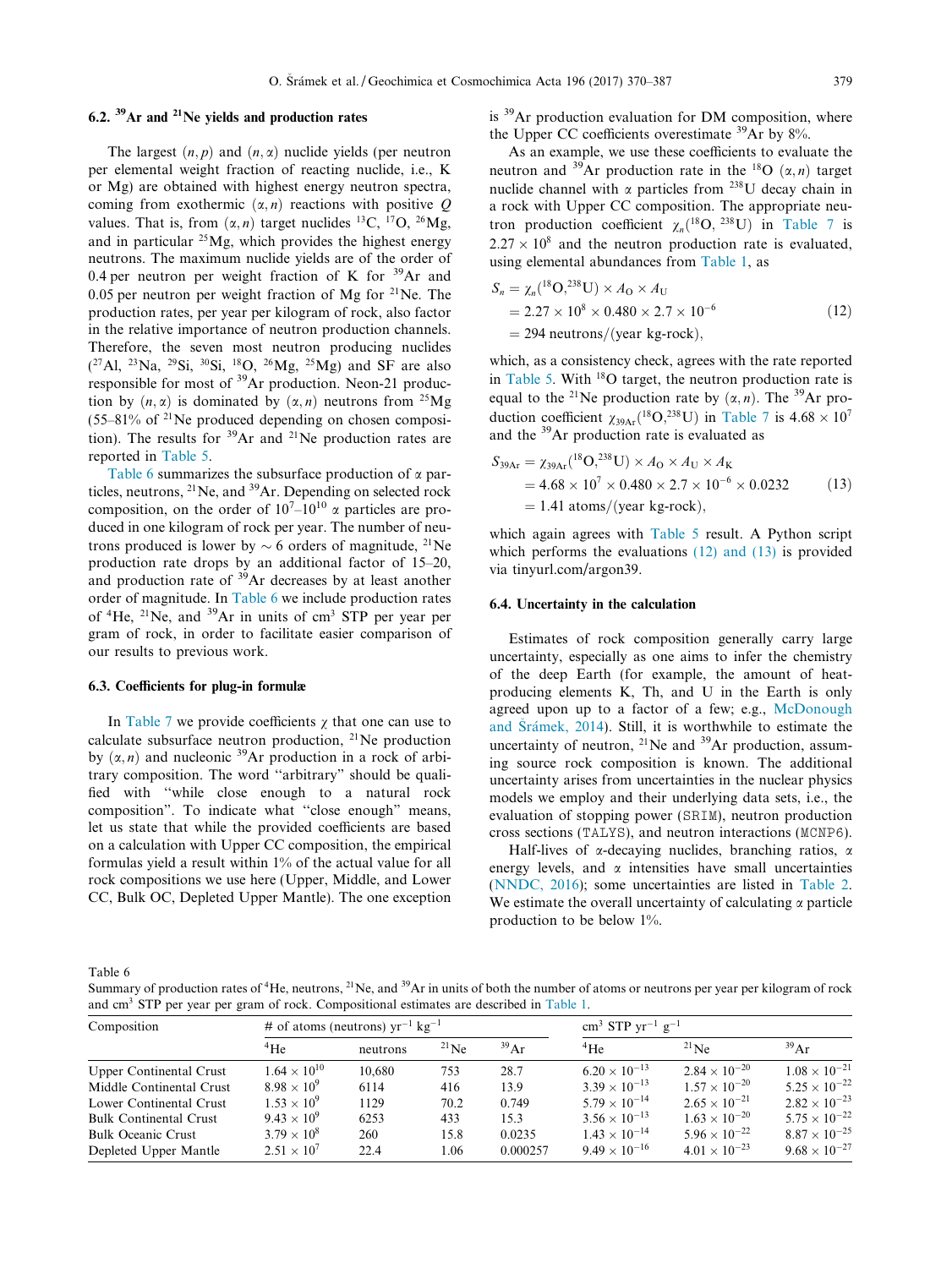### 6.2. $^{39}$Ar and $^{21}$Ne yields and production rates

The largest $(n, p)$ and $(n, \alpha)$ nuclide yields (per neutron per elemental weight fraction of reacting nuclide, i.e., K or Mg) are obtained with highest energy neutron spectra, coming from exothermic $(\alpha, n)$ reactions with positive $Q$ values. That is, from $(\alpha, n)$ target nuclides $^{13}$C, $^{17}$O, $^{26}$Mg, and in particular $^{25}$Mg, which provides the highest energy neutrons. The maximum nuclide yields are of the order of 0.4 per neutron per weight fraction of K for $^{39}$Ar and 0.05 per neutron per weight fraction of Mg for $^{21}$Ne. The production rates, per year per kilogram of rock, also factor in the relative importance of neutron production channels. Therefore, the seven most neutron producing nuclides ($^{27}$Al, $^{23}$Na, $^{29}$Si, $^{30}$Si, $^{18}$O, $^{26}$Mg, $^{25}$Mg) and SF are also responsible for most of $^{39}$Ar production. Neon-21 production by $(n, \alpha)$ is dominated by $(\alpha, n)$ neutrons from $^{25}$Mg (55–81% of $^{21}$Ne produced depending on chosen composition). The results for $^{39}$Ar and $^{21}$Ne production rates are reported in Table 5.

Table 6 summarizes the subsurface production of $\alpha$ particles, neutrons, $^{21}$Ne, and $^{39}$Ar. Depending on selected rock composition, on the order of $10^7$–$10^{10}$ $\alpha$ particles are produced in one kilogram of rock per year. The number of neutrons produced is lower by $\sim 6$ orders of magnitude, $^{21}$Ne production rate drops by an additional factor of 15–20, and production rate of $^{39}$Ar decreases by at least another order of magnitude. In Table 6 we include production rates of $^4$He, $^{21}$Ne, and $^{39}$Ar in units of cm$^3$ STP per year per gram of rock, in order to facilitate easier comparison of our results to previous work.

### 6.3. Coefficients for plug-in formulæ

In Table 7 we provide coefficients $\chi$ that one can use to calculate subsurface neutron production, $^{21}$Ne production by $(\alpha, n)$ and nucleonic $^{39}$Ar production in a rock of arbitrary composition. The word "arbitrary" should be qualified with "while close enough to a natural rock composition". To indicate what "close enough" means, let us state that while the provided coefficients are based on a calculation with Upper CC composition, the empirical formulas yield a result within 1% of the actual value for all rock compositions we use here (Upper, Middle, and Lower CC, Bulk OC, Depleted Upper Mantle). The one exception is $^{39}$Ar production evaluation for DM composition, where the Upper CC coefficients overestimate $^{39}$Ar by 8%.

As an example, we use these coefficients to evaluate the neutron and $^{39}$Ar production rate in the $^{18}$O $(\alpha, n)$ target nuclide channel with $\alpha$ particles from $^{238}$U decay chain in a rock with Upper CC composition. The appropriate neutron production coefficient $\chi_n(^{18}\mathrm{O}, ^{238}\mathrm{U})$ in Table 7 is $2.27 \times 10^8$ and the neutron production rate is evaluated, using elemental abundances from Table 1, as

$$
\begin{aligned}
S_n &= \chi_n(^{18}\mathrm{O}, ^{238}\mathrm{U}) \times A_\mathrm{O} \times A_\mathrm{U} \\
&= 2.27 \times 10^8 \times 0.480 \times 2.7 \times 10^{-6} \\
&= 294 \text{ neutrons/(year kg-rock)},
\end{aligned}
\tag{12}
$$

which, as a consistency check, agrees with the rate reported in Table 5. With $^{18}$O target, the neutron production rate is equal to the $^{21}$Ne production rate by $(\alpha, n)$. The $^{39}$Ar production coefficient $\chi_{39\mathrm{Ar}}(^{18}\mathrm{O}, ^{238}\mathrm{U})$ in Table 7 is $4.68 \times 10^7$ and the $^{39}$Ar production rate is evaluated as

$$
\begin{aligned}
S_{39\mathrm{Ar}} &= \chi_{39\mathrm{Ar}}(^{18}\mathrm{O}, ^{238}\mathrm{U}) \times A_\mathrm{O} \times A_\mathrm{U} \times A_\mathrm{K} \\
&= 4.68 \times 10^7 \times 0.480 \times 2.7 \times 10^{-6} \times 0.0232 \\
&= 1.41 \text{ atoms/(year kg-rock)},
\end{aligned}
\tag{13}
$$

which again agrees with Table 5 result. A Python script which performs the evaluations (12) and (13) is provided via tinyurl.com/argon39.

### 6.4. Uncertainty in the calculation

Estimates of rock composition generally carry large uncertainty, especially as one aims to infer the chemistry of the deep Earth (for example, the amount of heat-producing elements K, Th, and U in the Earth is only agreed upon up to a factor of a few; e.g., McDonough and Šrámek, 2014). Still, it is worthwhile to estimate the uncertainty of neutron, $^{21}$Ne and $^{39}$Ar production, assuming source rock composition is known. The additional uncertainty arises from uncertainties in the nuclear physics models we employ and their underlying data sets, i.e., the evaluation of stopping power (SRIM), neutron production cross sections (TALYS), and neutron interactions (MCNP6).

Half-lives of $\alpha$-decaying nuclides, branching ratios, $\alpha$ energy levels, and $\alpha$ intensities have small uncertainties (NNDC, 2016); some uncertainties are listed in Table 2. We estimate the overall uncertainty of calculating $\alpha$ particle production to be below 1%.

Table 6
Summary of production rates of $^4$He, neutrons, $^{21}$Ne, and $^{39}$Ar in units of both the number of atoms or neutrons per year per kilogram of rock and cm$^3$ STP per year per gram of rock. Compositional estimates are described in Table 1.

| Composition | # of atoms (neutrons) yr$^{-1}$ kg$^{-1}$ | | | | cm$^3$ STP yr$^{-1}$ g$^{-1}$ | | |
|---|---|---|---|---|---|---|---|
| | $^4$He | neutrons | $^{21}$Ne | $^{39}$Ar | $^4$He | $^{21}$Ne | $^{39}$Ar |
| Upper Continental Crust | $1.64 \times 10^{10}$ | 10,680 | 753 | 28.7 | $6.20 \times 10^{-13}$ | $2.84 \times 10^{-20}$ | $1.08 \times 10^{-21}$ |
| Middle Continental Crust | $8.98 \times 10^9$ | 6114 | 416 | 13.9 | $3.39 \times 10^{-13}$ | $1.57 \times 10^{-20}$ | $5.25 \times 10^{-22}$ |
| Lower Continental Crust | $1.53 \times 10^9$ | 1129 | 70.2 | 0.749 | $5.79 \times 10^{-14}$ | $2.65 \times 10^{-21}$ | $2.82 \times 10^{-23}$ |
| Bulk Continental Crust | $9.43 \times 10^9$ | 6253 | 433 | 15.3 | $3.56 \times 10^{-13}$ | $1.63 \times 10^{-20}$ | $5.75 \times 10^{-22}$ |
| Bulk Oceanic Crust | $3.79 \times 10^8$ | 260 | 15.8 | 0.0235 | $1.43 \times 10^{-14}$ | $5.96 \times 10^{-22}$ | $8.87 \times 10^{-25}$ |
| Depleted Upper Mantle | $2.51 \times 10^7$ | 22.4 | 1.06 | 0.000257 | $9.49 \times 10^{-16}$ | $4.01 \times 10^{-23}$ | $9.68 \times 10^{-27}$ |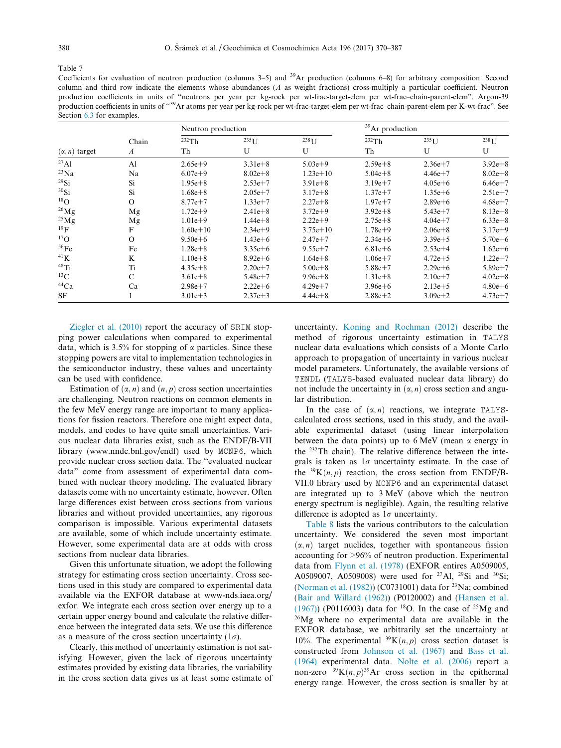Table 7
Coefficients for evaluation of neutron production (columns 3–5) and $^{39}$Ar production (columns 6–8) for arbitrary composition. Second column and third row indicate the elements whose abundances ($A$ as weight fractions) cross-multiply a particular coefficient. Neutron production coefficients in units of "neutrons per year per kg-rock per wt-frac-target-elem per wt-frac–chain-parent-elem". Argon-39 production coefficients in units of "$^{39}$Ar atoms per year per kg-rock per wt-frac-target-elem per wt-frac–chain-parent-elem per K-wt-frac". See Section 6.3 for examples.

| | | Neutron production | | | $^{39}$Ar production | | |
|---|---|---|---|---|---|---|---|
| | Chain | $^{232}$Th | $^{235}$U | $^{238}$U | $^{232}$Th | $^{235}$U | $^{238}$U |
| $(\alpha, n)$ target | $A$ | Th | U | U | Th | U | U |
| $^{27}$Al | Al | 2.65e+9 | 3.31e+8 | 5.03e+9 | 2.59e+8 | 2.36e+7 | 3.92e+8 |
| $^{23}$Na | Na | 6.07e+9 | 8.02e+8 | 1.23e+10 | 5.04e+8 | 4.46e+7 | 8.02e+8 |
| $^{29}$Si | Si | 1.95e+8 | 2.53e+7 | 3.91e+8 | 3.19e+7 | 4.05e+6 | 6.46e+7 |
| $^{30}$Si | Si | 1.68e+8 | 2.05e+7 | 3.17e+8 | 1.37e+7 | 1.35e+6 | 2.51e+7 |
| $^{18}$O | O | 8.77e+7 | 1.33e+7 | 2.27e+8 | 1.97e+7 | 2.89e+6 | 4.68e+7 |
| $^{26}$Mg | Mg | 1.72e+9 | 2.41e+8 | 3.72e+9 | 3.92e+8 | 5.43e+7 | 8.13e+8 |
| $^{25}$Mg | Mg | 1.01e+9 | 1.44e+8 | 2.22e+9 | 2.75e+8 | 4.04e+7 | 6.33e+8 |
| $^{19}$F | F | 1.60e+10 | 2.34e+9 | 3.75e+10 | 1.78e+9 | 2.06e+8 | 3.17e+9 |
| $^{17}$O | O | 9.50e+6 | 1.43e+6 | 2.47e+7 | 2.34e+6 | 3.39e+5 | 5.70e+6 |
| $^{56}$Fe | Fe | 1.28e+8 | 3.35e+6 | 9.55e+7 | 6.81e+6 | 2.53e+4 | 1.62e+6 |
| $^{41}$K | K | 1.10e+8 | 8.92e+6 | 1.64e+8 | 1.06e+7 | 4.72e+5 | 1.22e+7 |
| $^{48}$Ti | Ti | 4.35e+8 | 2.20e+7 | 5.00e+8 | 5.88e+7 | 2.29e+6 | 5.89e+7 |
| $^{13}$C | C | 3.61e+8 | 5.48e+7 | 9.96e+8 | 1.31e+8 | 2.10e+7 | 4.02e+8 |
| $^{44}$Ca | Ca | 2.98e+7 | 2.22e+6 | 4.29e+7 | 3.96e+6 | 2.13e+5 | 4.80e+6 |
| SF | 1 | 3.01e+3 | 2.37e+3 | 4.44e+8 | 2.88e+2 | 3.09e+2 | 4.73e+7 |

Ziegler et al. (2010) report the accuracy of SRIM stopping power calculations when compared to experimental data, which is 3.5% for stopping of $\alpha$ particles. Since these stopping powers are vital to implementation technologies in the semiconductor industry, these values and uncertainty can be used with confidence.

Estimation of $(\alpha, n)$ and $(n, p)$ cross section uncertainties are challenging. Neutron reactions on common elements in the few MeV energy range are important to many applications for fission reactors. Therefore one might expect data, models, and codes to have quite small uncertainties. Various nuclear data libraries exist, such as the ENDF/B-VII library (www.nndc.bnl.gov/endf) used by MCNP6, which provide nuclear cross section data. The "evaluated nuclear data" come from assessment of experimental data combined with nuclear theory modeling. The evaluated library datasets come with no uncertainty estimate, however. Often large differences exist between cross sections from various libraries and without provided uncertainties, any rigorous comparison is impossible. Various experimental datasets are available, some of which include uncertainty estimate. However, some experimental data are at odds with cross sections from nuclear data libraries.

Given this unfortunate situation, we adopt the following strategy for estimating cross section uncertainty. Cross sections used in this study are compared to experimental data available via the EXFOR database at www-nds.iaea.org/exfor. We integrate each cross section over energy up to a certain upper energy bound and calculate the relative difference between the integrated data sets. We use this difference as a measure of the cross section uncertainty ($1\sigma$).

Clearly, this method of uncertainty estimation is not satisfying. However, given the lack of rigorous uncertainty estimates provided by existing data libraries, the variability in the cross section data gives us at least some estimate of uncertainty. Koning and Rochman (2012) describe the method of rigorous uncertainty estimation in TALYS nuclear data evaluations which consists of a Monte Carlo approach to propagation of uncertainty in various nuclear model parameters. Unfortunately, the available versions of TENDL (TALYS-based evaluated nuclear data library) do not include the uncertainty in $(\alpha, n)$ cross section and angular distribution.

In the case of $(\alpha, n)$ reactions, we integrate TALYS-calculated cross sections, used in this study, and the available experimental dataset (using linear interpolation between the data points) up to 6 MeV (mean $\alpha$ energy in the $^{232}$Th chain). The relative difference between the integrals is taken as $1\sigma$ uncertainty estimate. In the case of the $^{39}$K$(n, p)$ reaction, the cross section from ENDF/B-VII.0 library used by MCNP6 and an experimental dataset are integrated up to 3 MeV (above which the neutron energy spectrum is negligible). Again, the resulting relative difference is adopted as $1\sigma$ uncertainty.

Table 8 lists the various contributors to the calculation uncertainty. We considered the seven most important $(\alpha, n)$ target nuclides, together with spontaneous fission accounting for >96% of neutron production. Experimental data from Flynn et al. (1978) (EXFOR entires A0509005, A0509007, A0509008) were used for $^{27}$Al, $^{29}$Si and $^{30}$Si; (Norman et al. (1982)) (C0731001) data for $^{23}$Na; combined (Bair and Willard (1962)) (P0120002) and (Hansen et al. (1967)) (P0116003) data for $^{18}$O. In the case of $^{25}$Mg and $^{26}$Mg where no experimental data are available in the EXFOR database, we arbitrarily set the uncertainty at 10%. The experimental $^{39}$K$(n, p)$ cross section dataset is constructed from Johnson et al. (1967) and Bass et al. (1964) experimental data. Nolte et al. (2006) report a non-zero $^{39}$K$(n, p)^{39}$Ar cross section in the epithermal energy range. However, the cross section is smaller by at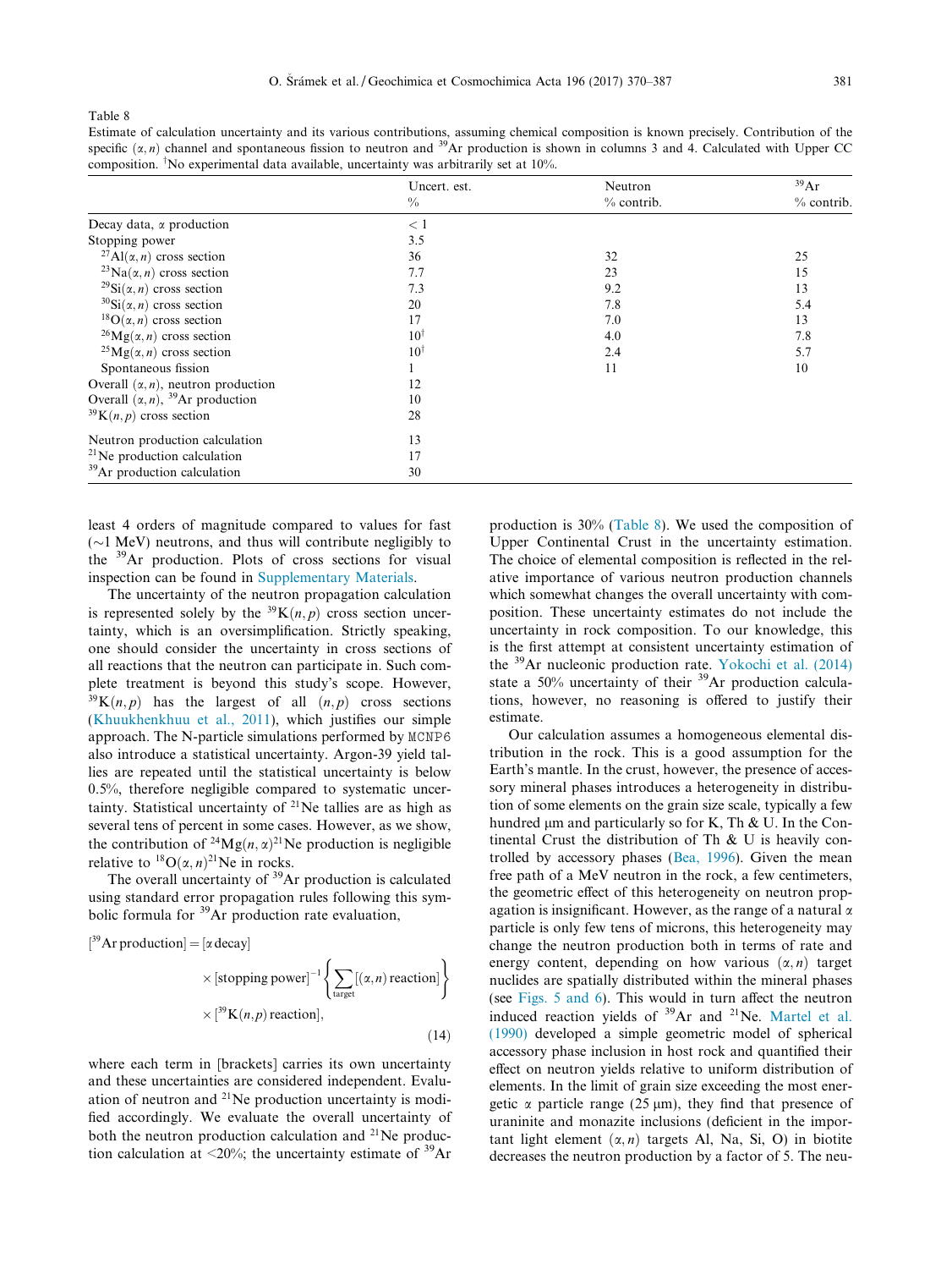Table 8

Estimate of calculation uncertainty and its various contributions, assuming chemical composition is known precisely. Contribution of the specific $(\alpha, n)$ channel and spontaneous fission to neutron and $^{39}Ar$ production is shown in columns 3 and 4. Calculated with Upper CC composition. †No experimental data available, uncertainty was arbitrarily set at 10%.

| | Uncert. est. % | Neutron % contrib. | $^{39}$Ar % contrib. |
|---|---|---|---|
| Decay data, $\alpha$ production | < 1 | | |
| Stopping power | 3.5 | | |
| $^{27}$Al$(\alpha, n)$ cross section | 36 | 32 | 25 |
| $^{23}$Na$(\alpha, n)$ cross section | 7.7 | 23 | 15 |
| $^{29}$Si$(\alpha, n)$ cross section | 7.3 | 9.2 | 13 |
| $^{30}$Si$(\alpha, n)$ cross section | 20 | 7.8 | 5.4 |
| $^{18}$O$(\alpha, n)$ cross section | 17 | 7.0 | 13 |
| $^{26}$Mg$(\alpha, n)$ cross section | 10† | 4.0 | 7.8 |
| $^{25}$Mg$(\alpha, n)$ cross section | 10† | 2.4 | 5.7 |
| Spontaneous fission | 1 | 11 | 10 |
| Overall $(\alpha, n)$, neutron production | 12 | | |
| Overall $(\alpha, n)$, $^{39}$Ar production | 10 | | |
| $^{39}$K$(n, p)$ cross section | 28 | | |
| Neutron production calculation | 13 | | |
| $^{21}$Ne production calculation | 17 | | |
| $^{39}$Ar production calculation | 30 | | |

least 4 orders of magnitude compared to values for fast (~1 MeV) neutrons, and thus will contribute negligibly to the $^{39}Ar$ production. Plots of cross sections for visual inspection can be found in Supplementary Materials.

The uncertainty of the neutron propagation calculation is represented solely by the $^{39}K(n,p)$ cross section uncertainty, which is an oversimplification. Strictly speaking, one should consider the uncertainty in cross sections of all reactions that the neutron can participate in. Such complete treatment is beyond this study's scope. However, $^{39}K(n,p)$ has the largest of all $(n,p)$ cross sections (Khuukhenkhuu et al., 2011), which justifies our simple approach. The N-particle simulations performed by MCNP6 also introduce a statistical uncertainty. Argon-39 yield tallies are repeated until the statistical uncertainty is below 0.5%, therefore negligible compared to systematic uncertainty. Statistical uncertainty of $^{21}Ne$ tallies are as high as several tens of percent in some cases. However, as we show, the contribution of $^{24}Mg(n,\alpha)^{21}Ne$ production is negligible relative to $^{18}O(\alpha,n)^{21}Ne$ in rocks.

The overall uncertainty of $^{39}Ar$ production is calculated using standard error propagation rules following this symbolic formula for $^{39}Ar$ production rate evaluation,

$$[^{39}\text{Ar production}] = [\alpha\,\text{decay}] \times [\text{stopping power}]^{-1}\left\{\sum_{\text{target}}[(\alpha,n)\,\text{reaction}]\right\} \times [^{39}\text{K}(n,p)\,\text{reaction}], \tag{14}$$

where each term in [brackets] carries its own uncertainty and these uncertainties are considered independent. Evaluation of neutron and $^{21}Ne$ production uncertainty is modified accordingly. We evaluate the overall uncertainty of both the neutron production calculation and $^{21}Ne$ production calculation at <20%; the uncertainty estimate of $^{39}Ar$ production is 30% (Table 8). We used the composition of Upper Continental Crust in the uncertainty estimation. The choice of elemental composition is reflected in the relative importance of various neutron production channels which somewhat changes the overall uncertainty with composition. These uncertainty estimates do not include the uncertainty in rock composition. To our knowledge, this is the first attempt at consistent uncertainty estimation of the $^{39}Ar$ nucleonic production rate. Yokochi et al. (2014) state a 50% uncertainty of their $^{39}Ar$ production calculations, however, no reasoning is offered to justify their estimate.

Our calculation assumes a homogeneous elemental distribution in the rock. This is a good assumption for the Earth's mantle. In the crust, however, the presence of accessory mineral phases introduces a heterogeneity in distribution of some elements on the grain size scale, typically a few hundred μm and particularly so for K, Th & U. In the Continental Crust the distribution of Th & U is heavily controlled by accessory phases (Bea, 1996). Given the mean free path of a MeV neutron in the rock, a few centimeters, the geometric effect of this heterogeneity on neutron propagation is insignificant. However, as the range of a natural $\alpha$ particle is only few tens of microns, this heterogeneity may change the neutron production both in terms of rate and energy content, depending on how various $(\alpha,n)$ target nuclides are spatially distributed within the mineral phases (see Figs. 5 and 6). This would in turn affect the neutron induced reaction yields of $^{39}Ar$ and $^{21}Ne$. Martel et al. (1990) developed a simple geometric model of spherical accessory phase inclusion in host rock and quantified their effect on neutron yields relative to uniform distribution of elements. In the limit of grain size exceeding the most energetic $\alpha$ particle range (25 μm), they find that presence of uraninite and monazite inclusions (deficient in the important light element $(\alpha,n)$ targets Al, Na, Si, O) in biotite decreases the neutron production by a factor of 5. The neu-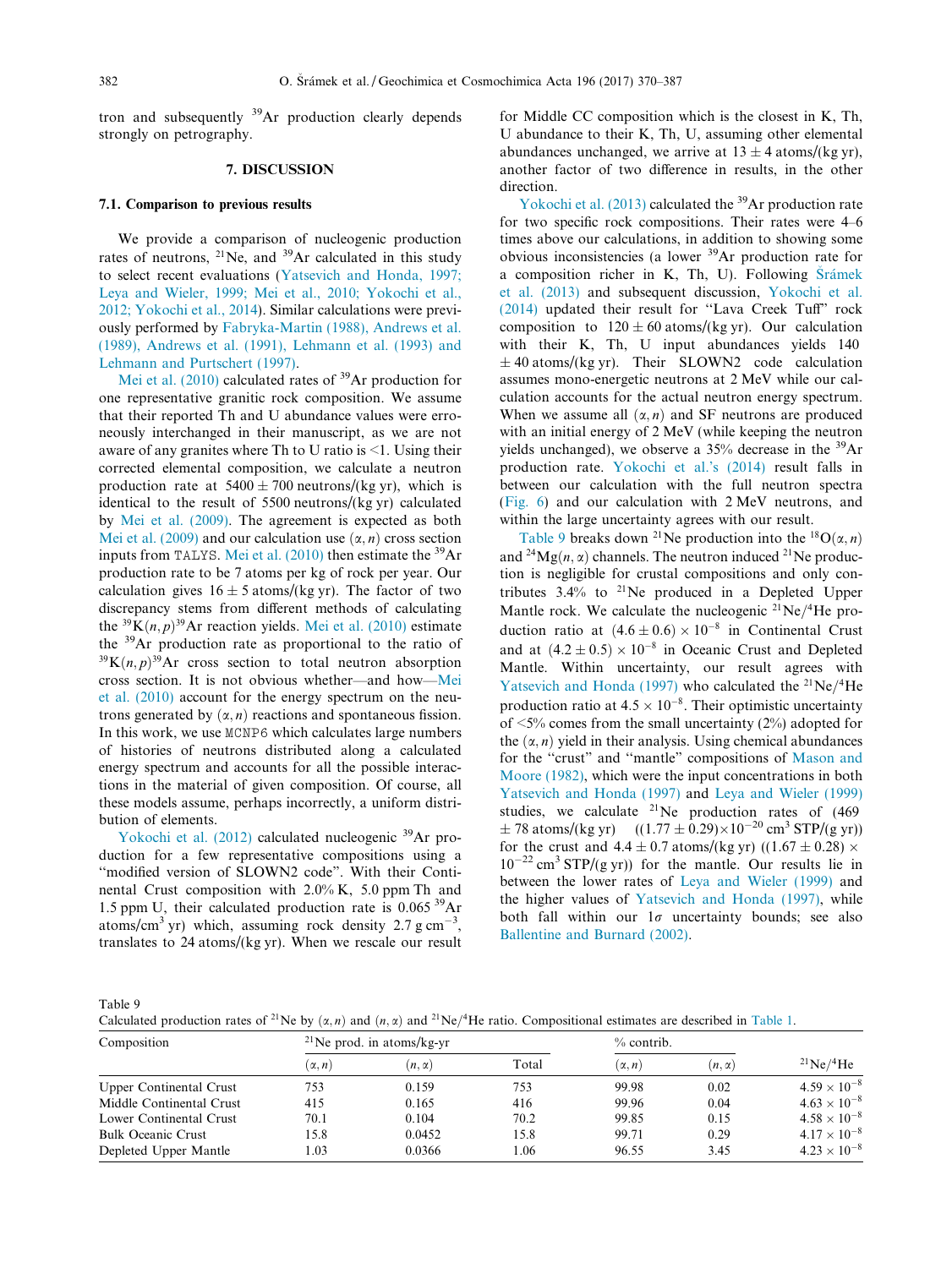tron and subsequently $^{39}$Ar production clearly depends strongly on petrography.

## 7. DISCUSSION

### 7.1. Comparison to previous results

We provide a comparison of nucleogenic production rates of neutrons, $^{21}$Ne, and $^{39}$Ar calculated in this study to select recent evaluations (Yatsevich and Honda, 1997; Leya and Wieler, 1999; Mei et al., 2010; Yokochi et al., 2012; Yokochi et al., 2014). Similar calculations were previously performed by Fabryka-Martin (1988), Andrews et al. (1989), Andrews et al. (1991), Lehmann et al. (1993) and Lehmann and Purtschert (1997).

Mei et al. (2010) calculated rates of $^{39}$Ar production for one representative granitic rock composition. We assume that their reported Th and U abundance values were erroneously interchanged in their manuscript, as we are not aware of any granites where Th to U ratio is <1. Using their corrected elemental composition, we calculate a neutron production rate at $5400 \pm 700$ neutrons/(kg yr), which is identical to the result of 5500 neutrons/(kg yr) calculated by Mei et al. (2009). The agreement is expected as both Mei et al. (2009) and our calculation use $(\alpha, n)$ cross section inputs from TALYS. Mei et al. (2010) then estimate the $^{39}$Ar production rate to be 7 atoms per kg of rock per year. Our calculation gives $16 \pm 5$ atoms/(kg yr). The factor of two discrepancy stems from different methods of calculating the $^{39}\mathrm{K}(n,p)^{39}\mathrm{Ar}$ reaction yields. Mei et al. (2010) estimate the $^{39}$Ar production rate as proportional to the ratio of $^{39}\mathrm{K}(n,p)^{39}\mathrm{Ar}$ cross section to total neutron absorption cross section. It is not obvious whether—and how—Mei et al. (2010) account for the energy spectrum on the neutrons generated by $(\alpha, n)$ reactions and spontaneous fission. In this work, we use MCNP6 which calculates large numbers of histories of neutrons distributed along a calculated energy spectrum and accounts for all the possible interactions in the material of given composition. Of course, all these models assume, perhaps incorrectly, a uniform distribution of elements.

Yokochi et al. (2012) calculated nucleogenic $^{39}$Ar production for a few representative compositions using a "modified version of SLOWN2 code". With their Continental Crust composition with 2.0% K, 5.0 ppm Th and 1.5 ppm U, their calculated production rate is 0.065 $^{39}$Ar atoms/(cm$^3$ yr) which, assuming rock density 2.7 g cm$^{-3}$, translates to 24 atoms/(kg yr). When we rescale our result for Middle CC composition which is the closest in K, Th, U abundance to their K, Th, U, assuming other elemental abundances unchanged, we arrive at $13 \pm 4$ atoms/(kg yr), another factor of two difference in results, in the other direction.

Yokochi et al. (2013) calculated the $^{39}$Ar production rate for two specific rock compositions. Their rates were 4–6 times above our calculations, in addition to showing some obvious inconsistencies (a lower $^{39}$Ar production rate for a composition richer in K, Th, U). Following Šrámek et al. (2013) and subsequent discussion, Yokochi et al. (2014) updated their result for "Lava Creek Tuff" rock composition to $120 \pm 60$ atoms/(kg yr). Our calculation with their K, Th, U input abundances yields $140 \pm 40$ atoms/(kg yr). Their SLOWN2 code calculation assumes mono-energetic neutrons at 2 MeV while our calculation accounts for the actual neutron energy spectrum. When we assume all $(\alpha, n)$ and SF neutrons are produced with an initial energy of 2 MeV (while keeping the neutron yields unchanged), we observe a 35% decrease in the $^{39}$Ar production rate. Yokochi et al.'s (2014) result falls in between our calculation with the full neutron spectra (Fig. 6) and our calculation with 2 MeV neutrons, and within the large uncertainty agrees with our result.

Table 9 breaks down $^{21}$Ne production into the $^{18}\mathrm{O}(\alpha,n)$ and $^{24}\mathrm{Mg}(n,\alpha)$ channels. The neutron induced $^{21}$Ne production is negligible for crustal compositions and only contributes 3.4% to $^{21}$Ne produced in a Depleted Upper Mantle rock. We calculate the nucleogenic $^{21}$Ne/$^4$He production ratio at $(4.6 \pm 0.6) \times 10^{-8}$ in Continental Crust and at $(4.2 \pm 0.5) \times 10^{-8}$ in Oceanic Crust and Depleted Mantle. Within uncertainty, our result agrees with Yatsevich and Honda (1997) who calculated the $^{21}$Ne/$^4$He production ratio at $4.5 \times 10^{-8}$. Their optimistic uncertainty of <5% comes from the small uncertainty (2%) adopted for the $(\alpha, n)$ yield in their analysis. Using chemical abundances for the "crust" and "mantle" compositions of Mason and Moore (1982), which were the input concentrations in both Yatsevich and Honda (1997) and Leya and Wieler (1999) studies, we calculate $^{21}$Ne production rates of ($469 \pm 78$ atoms/(kg yr) $((1.77 \pm 0.29)\times 10^{-20}$ cm$^3$ STP/(g yr)) for the crust and $4.4 \pm 0.7$ atoms/(kg yr) $((1.67 \pm 0.28) \times 10^{-22}$ cm$^3$ STP/(g yr)) for the mantle. Our results lie in between the lower rates of Leya and Wieler (1999) and the higher values of Yatsevich and Honda (1997), while both fall within our 1$\sigma$ uncertainty bounds; see also Ballentine and Burnard (2002).

Table 9
Calculated production rates of $^{21}$Ne by $(\alpha, n)$ and $(n, \alpha)$ and $^{21}$Ne/$^4$He ratio. Compositional estimates are described in Table 1.

| Composition | $^{21}$Ne prod. in atoms/kg-yr | | | % contrib. | | |
|---|---|---|---|---|---|---|
| | $(\alpha, n)$ | $(n, \alpha)$ | Total | $(\alpha, n)$ | $(n, \alpha)$ | $^{21}$Ne/$^4$He |
| Upper Continental Crust | 753 | 0.159 | 753 | 99.98 | 0.02 | $4.59 \times 10^{-8}$ |
| Middle Continental Crust | 415 | 0.165 | 416 | 99.96 | 0.04 | $4.63 \times 10^{-8}$ |
| Lower Continental Crust | 70.1 | 0.104 | 70.2 | 99.85 | 0.15 | $4.58 \times 10^{-8}$ |
| Bulk Oceanic Crust | 15.8 | 0.0452 | 15.8 | 99.71 | 0.29 | $4.17 \times 10^{-8}$ |
| Depleted Upper Mantle | 1.03 | 0.0366 | 1.06 | 96.55 | 3.45 | $4.23 \times 10^{-8}$ |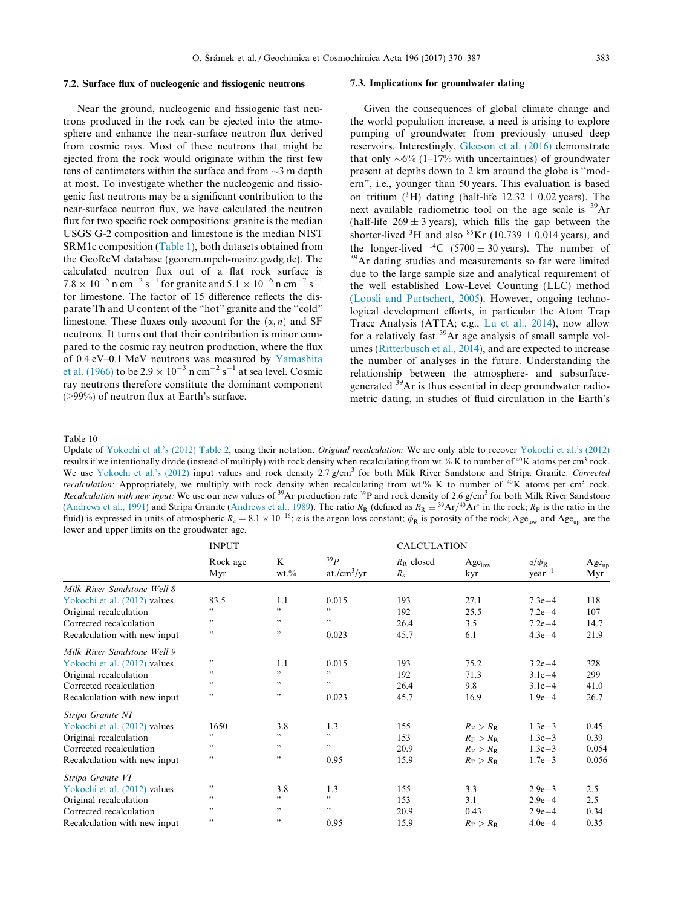### 7.2. Surface flux of nucleogenic and fissiogenic neutrons

Near the ground, nucleogenic and fissiogenic fast neutrons produced in the rock can be ejected into the atmosphere and enhance the near-surface neutron flux derived from cosmic rays. Most of these neutrons that might be ejected from the rock would originate within the first few tens of centimeters within the surface and from ~3 m depth at most. To investigate whether the nucleogenic and fissiogenic fast neutrons may be a significant contribution to the near-surface neutron flux, we have calculated the neutron flux for two specific rock compositions: granite is the median USGS G-2 composition and limestone is the median NIST SRM1c composition (Table 1), both datasets obtained from the GeoReM database (georem.mpch-mainz.gwdg.de). The calculated neutron flux out of a flat rock surface is $7.8 \times 10^{-5}$ n cm$^{-2}$ s$^{-1}$ for granite and $5.1 \times 10^{-6}$ n cm$^{-2}$ s$^{-1}$ for limestone. The factor of 15 difference reflects the disparate Th and U content of the "hot" granite and the "cold" limestone. These fluxes only account for the $(\alpha, n)$ and SF neutrons. It turns out that their contribution is minor compared to the cosmic ray neutron production, where the flux of 0.4 eV–0.1 MeV neutrons was measured by Yamashita et al. (1966) to be $2.9 \times 10^{-3}$ n cm$^{-2}$ s$^{-1}$ at sea level. Cosmic ray neutrons therefore constitute the dominant component (>99%) of neutron flux at Earth's surface.

### 7.3. Implications for groundwater dating

Given the consequences of global climate change and the world population increase, a need is arising to explore pumping of groundwater from previously unused deep reservoirs. Interestingly, Gleeson et al. (2016) demonstrate that only ~6% (1–17% with uncertainties) of groundwater present at depths down to 2 km around the globe is "modern", i.e., younger than 50 years. This evaluation is based on tritium ($^{3}$H) dating (half-life $12.32 \pm 0.02$ years). The next available radiometric tool on the age scale is $^{39}$Ar (half-life $269 \pm 3$ years), which fills the gap between the shorter-lived $^{3}$H and also $^{85}$Kr ($10.739 \pm 0.014$ years), and the longer-lived $^{14}$C ($5700 \pm 30$ years). The number of $^{39}$Ar dating studies and measurements so far were limited due to the large sample size and analytical requirement of the well established Low-Level Counting (LLC) method (Loosli and Purtschert, 2005). However, ongoing technological development efforts, in particular the Atom Trap Trace Analysis (ATTA; e.g., Lu et al., 2014), now allow for a relatively fast $^{39}$Ar age analysis of small sample volumes (Ritterbusch et al., 2014), and are expected to increase the number of analyses in the future. Understanding the relationship between the atmosphere- and subsurface-generated $^{39}$Ar is thus essential in deep groundwater radiometric dating, in studies of fluid circulation in the Earth's

Table 10
Update of Yokochi et al.'s (2012) Table 2, using their notation. *Original recalculation:* We are only able to recover Yokochi et al.'s (2012) results if we intentionally divide (instead of multiply) with rock density when recalculating from wt.% K to number of $^{40}$K atoms per cm$^{3}$ rock. We use Yokochi et al.'s (2012) input values and rock density 2.7 g/cm$^{3}$ for both Milk River Sandstone and Stripa Granite. *Corrected recalculation:* Appropriately, we multiply with rock density when recalculating from wt.% K to number of $^{40}$K atoms per cm$^{3}$ rock. *Recalculation with new input:* We use our new values of $^{39}$Ar production rate $^{39}$P and rock density of 2.6 g/cm$^{3}$ for both Milk River Sandstone (Andrews et al., 1991) and Stripa Granite (Andrews et al., 1989). The ratio $R_R$ (defined as $R_R \equiv {}^{39}\mathrm{Ar}/{}^{40}\mathrm{Ar}^{*}$ in the rock; $R_F$ is the ratio in the fluid) is expressed in units of atmospheric $R_a = 8.1 \times 10^{-16}$; $\alpha$ is the argon loss constant; $\phi_R$ is porosity of the rock; Age$_{low}$ and Age$_{up}$ are the lower and upper limits on the groudwater age.

| | INPUT | | | CALCULATION | | | |
|---|---|---|---|---|---|---|---|
| | Rock age Myr | K wt.% | $^{39}P$ at./cm$^{3}$/yr | $R_R$ closed $R_a$ | Age$_{low}$ kyr | $\alpha/\phi_R$ year$^{-1}$ | Age$_{up}$ Myr |
| *Milk River Sandstone Well 8* | | | | | | | |
| Yokochi et al. (2012) values | 83.5 | 1.1 | 0.015 | 193 | 27.1 | 7.3e−4 | 118 |
| Original recalculation | " | " | " | 192 | 25.5 | 7.2e−4 | 107 |
| Corrected recalculation | " | " | " | 26.4 | 3.5 | 7.2e−4 | 14.7 |
| Recalculation with new input | " | " | 0.023 | 45.7 | 6.1 | 4.3e−4 | 21.9 |
| *Milk River Sandstone Well 9* | | | | | | | |
| Yokochi et al. (2012) values | " | 1.1 | 0.015 | 193 | 75.2 | 3.2e−4 | 328 |
| Original recalculation | " | " | " | 192 | 71.3 | 3.1e−4 | 299 |
| Corrected recalculation | " | " | " | 26.4 | 9.8 | 3.1e−4 | 41.0 |
| Recalculation with new input | " | " | 0.023 | 45.7 | 16.9 | 1.9e−4 | 26.7 |
| *Stripa Granite NI* | | | | | | | |
| Yokochi et al. (2012) values | 1650 | 3.8 | 1.3 | 155 | $R_F > R_R$ | 1.3e−3 | 0.45 |
| Original recalculation | " | " | " | 153 | $R_F > R_R$ | 1.3e−3 | 0.39 |
| Corrected recalculation | " | " | " | 20.9 | $R_F > R_R$ | 1.3e−3 | 0.054 |
| Recalculation with new input | " | " | 0.95 | 15.9 | $R_F > R_R$ | 1.7e−3 | 0.056 |
| *Stripa Granite VI* | | | | | | | |
| Yokochi et al. (2012) values | " | 3.8 | 1.3 | 155 | 3.3 | 2.9e−3 | 2.5 |
| Original recalculation | " | " | " | 153 | 3.1 | 2.9e−4 | 2.5 |
| Corrected recalculation | " | " | " | 20.9 | 0.43 | 2.9e−4 | 0.34 |
| Recalculation with new input | " | " | 0.95 | 15.9 | $R_F > R_R$ | 4.0e−4 | 0.35 |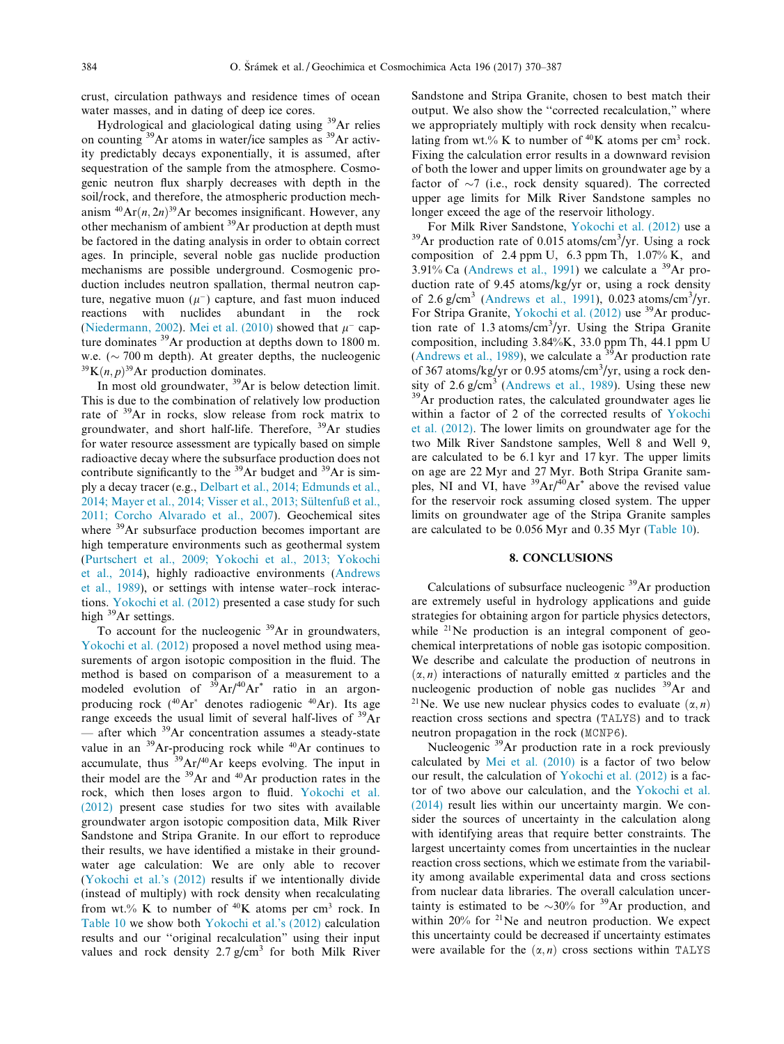crust, circulation pathways and residence times of ocean water masses, and in dating of deep ice cores.

Hydrological and glaciological dating using $^{39}$Ar relies on counting $^{39}$Ar atoms in water/ice samples as $^{39}$Ar activity predictably decays exponentially, it is assumed, after sequestration of the sample from the atmosphere. Cosmogenic neutron flux sharply decreases with depth in the soil/rock, and therefore, the atmospheric production mechanism $^{40}$Ar$(n, 2n)^{39}$Ar becomes insignificant. However, any other mechanism of ambient $^{39}$Ar production at depth must be factored in the dating analysis in order to obtain correct ages. In principle, several noble gas nuclide production mechanisms are possible underground. Cosmogenic production includes neutron spallation, thermal neutron capture, negative muon ($\mu^-$) capture, and fast muon induced reactions with nuclides abundant in the rock (Niedermann, 2002). Mei et al. (2010) showed that $\mu^-$ capture dominates $^{39}$Ar production at depths down to 1800 m. w.e. ($\sim$ 700 m depth). At greater depths, the nucleogenic $^{39}$K$(n, p)^{39}$Ar production dominates.

In most old groundwater, $^{39}$Ar is below detection limit. This is due to the combination of relatively low production rate of $^{39}$Ar in rocks, slow release from rock matrix to groundwater, and short half-life. Therefore, $^{39}$Ar studies for water resource assessment are typically based on simple radioactive decay where the subsurface production does not contribute significantly to the $^{39}$Ar budget and $^{39}$Ar is simply a decay tracer (e.g., Delbart et al., 2014; Edmunds et al., 2014; Mayer et al., 2014; Visser et al., 2013; Sültenfuß et al., 2011; Corcho Alvarado et al., 2007). Geochemical sites where $^{39}$Ar subsurface production becomes important are high temperature environments such as geothermal system (Purtschert et al., 2009; Yokochi et al., 2013; Yokochi et al., 2014), highly radioactive environments (Andrews et al., 1989), or settings with intense water–rock interactions. Yokochi et al. (2012) presented a case study for such high $^{39}$Ar settings.

To account for the nucleogenic $^{39}$Ar in groundwaters, Yokochi et al. (2012) proposed a novel method using measurements of argon isotopic composition in the fluid. The method is based on comparison of a measurement to a modeled evolution of $^{39}$Ar/$^{40}$Ar$^*$ ratio in an argon-producing rock ($^{40}$Ar$^*$ denotes radiogenic $^{40}$Ar). Its age range exceeds the usual limit of several half-lives of $^{39}$Ar — after which $^{39}$Ar concentration assumes a steady-state value in an $^{39}$Ar-producing rock while $^{40}$Ar continues to accumulate, thus $^{39}$Ar/$^{40}$Ar keeps evolving. The input in their model are the $^{39}$Ar and $^{40}$Ar production rates in the rock, which then loses argon to fluid. Yokochi et al. (2012) present case studies for two sites with available groundwater argon isotopic composition data, Milk River Sandstone and Stripa Granite. In our effort to reproduce their results, we have identified a mistake in their groundwater age calculation: We are only able to recover (Yokochi et al.'s (2012) results if we intentionally divide (instead of multiply) with rock density when recalculating from wt.% K to number of $^{40}$K atoms per cm$^3$ rock. In Table 10 we show both Yokochi et al.'s (2012) calculation results and our "original recalculation" using their input values and rock density 2.7 g/cm$^3$ for both Milk River Sandstone and Stripa Granite, chosen to best match their output. We also show the "corrected recalculation," where we appropriately multiply with rock density when recalculating from wt.% K to number of $^{40}$K atoms per cm$^3$ rock. Fixing the calculation error results in a downward revision of both the lower and upper limits on groundwater age by a factor of $\sim$7 (i.e., rock density squared). The corrected upper age limits for Milk River Sandstone samples no longer exceed the age of the reservoir lithology.

For Milk River Sandstone, Yokochi et al. (2012) use a $^{39}$Ar production rate of 0.015 atoms/cm$^3$/yr. Using a rock composition of 2.4 ppm U, 6.3 ppm Th, 1.07% K, and 3.91% Ca (Andrews et al., 1991) we calculate a $^{39}$Ar production rate of 9.45 atoms/kg/yr or, using a rock density of 2.6 g/cm$^3$ (Andrews et al., 1991), 0.023 atoms/cm$^3$/yr. For Stripa Granite, Yokochi et al. (2012) use $^{39}$Ar production rate of 1.3 atoms/cm$^3$/yr. Using the Stripa Granite composition, including 3.84%K, 33.0 ppm Th, 44.1 ppm U (Andrews et al., 1989), we calculate a $^{39}$Ar production rate of 367 atoms/kg/yr or 0.95 atoms/cm$^3$/yr, using a rock density of 2.6 g/cm$^3$ (Andrews et al., 1989). Using these new $^{39}$Ar production rates, the calculated groundwater ages lie within a factor of 2 of the corrected results of Yokochi et al. (2012). The lower limits on groundwater age for the two Milk River Sandstone samples, Well 8 and Well 9, are calculated to be 6.1 kyr and 17 kyr. The upper limits on age are 22 Myr and 27 Myr. Both Stripa Granite samples, NI and VI, have $^{39}$Ar/$^{40}$Ar$^*$ above the revised value for the reservoir rock assuming closed system. The upper limits on groundwater age of the Stripa Granite samples are calculated to be 0.056 Myr and 0.35 Myr (Table 10).

## 8. CONCLUSIONS

Calculations of subsurface nucleogenic $^{39}$Ar production are extremely useful in hydrology applications and guide strategies for obtaining argon for particle physics detectors, while $^{21}$Ne production is an integral component of geochemical interpretations of noble gas isotopic composition. We describe and calculate the production of neutrons in $(\alpha, n)$ interactions of naturally emitted $\alpha$ particles and the nucleogenic production of noble gas nuclides $^{39}$Ar and $^{21}$Ne. We use new nuclear physics codes to evaluate $(\alpha, n)$ reaction cross sections and spectra (TALYS) and to track neutron propagation in the rock (MCNP6).

Nucleogenic $^{39}$Ar production rate in a rock previously calculated by Mei et al. (2010) is a factor of two below our result, the calculation of Yokochi et al. (2012) is a factor of two above our calculation, and the Yokochi et al. (2014) result lies within our uncertainty margin. We consider the sources of uncertainty in the calculation along with identifying areas that require better constraints. The largest uncertainty comes from uncertainties in the nuclear reaction cross sections, which we estimate from the variability among available experimental data and cross sections from nuclear data libraries. The overall calculation uncertainty is estimated to be $\sim$30% for $^{39}$Ar production, and within 20% for $^{21}$Ne and neutron production. We expect this uncertainty could be decreased if uncertainty estimates were available for the $(\alpha, n)$ cross sections within TALYS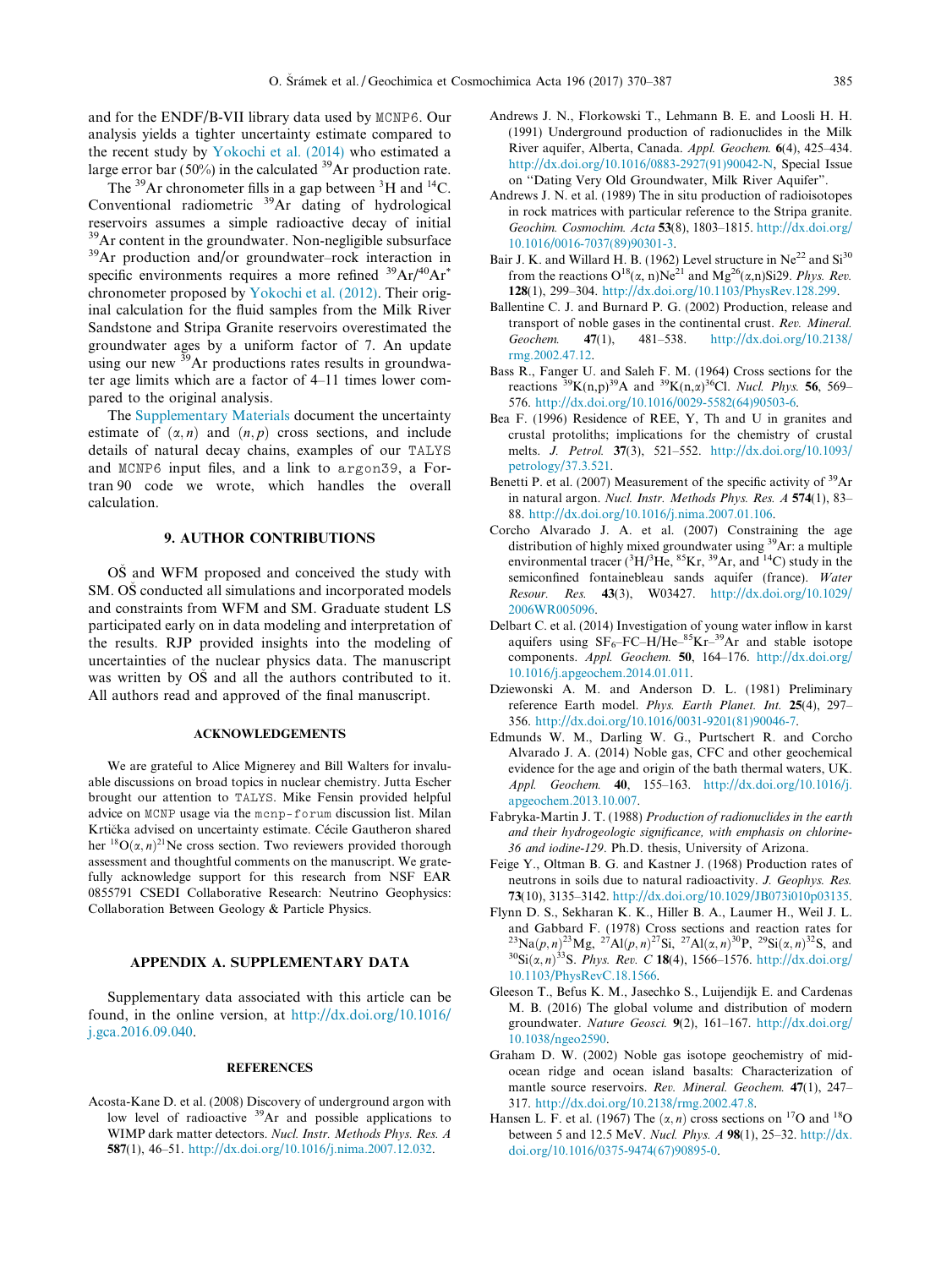and for the ENDF/B-VII library data used by MCNP6. Our analysis yields a tighter uncertainty estimate compared to the recent study by Yokochi et al. (2014) who estimated a large error bar (50%) in the calculated $^{39}$Ar production rate.

The $^{39}$Ar chronometer fills in a gap between $^{3}$H and $^{14}$C. Conventional radiometric $^{39}$Ar dating of hydrological reservoirs assumes a simple radioactive decay of initial $^{39}$Ar content in the groundwater. Non-negligible subsurface $^{39}$Ar production and/or groundwater–rock interaction in specific environments requires a more refined $^{39}$Ar/$^{40}$Ar$^{*}$ chronometer proposed by Yokochi et al. (2012). Their original calculation for the fluid samples from the Milk River Sandstone and Stripa Granite reservoirs overestimated the groundwater ages by a uniform factor of 7. An update using our new $^{39}$Ar productions rates results in groundwater age limits which are a factor of 4–11 times lower compared to the original analysis.

The Supplementary Materials document the uncertainty estimate of $(\alpha, n)$ and $(n, p)$ cross sections, and include details of natural decay chains, examples of our TALYS and MCNP6 input files, and a link to argon39, a Fortran 90 code we wrote, which handles the overall calculation.

## 9. AUTHOR CONTRIBUTIONS

OŠ and WFM proposed and conceived the study with SM. OŠ conducted all simulations and incorporated models and constraints from WFM and SM. Graduate student LS participated early on in data modeling and interpretation of the results. RJP provided insights into the modeling of uncertainties of the nuclear physics data. The manuscript was written by OŠ and all the authors contributed to it. All authors read and approved of the final manuscript.

## ACKNOWLEDGEMENTS

We are grateful to Alice Mignerey and Bill Walters for invaluable discussions on broad topics in nuclear chemistry. Jutta Escher brought our attention to TALYS. Mike Fensin provided helpful advice on MCNP usage via the mcnp-forum discussion list. Milan Krtička advised on uncertainty estimate. Cécile Gautheron shared her $^{18}$O$(\alpha, n)^{21}$Ne cross section. Two reviewers provided thorough assessment and thoughtful comments on the manuscript. We gratefully acknowledge support for this research from NSF EAR 0855791 CSEDI Collaborative Research: Neutrino Geophysics: Collaboration Between Geology & Particle Physics.

## APPENDIX A. SUPPLEMENTARY DATA

Supplementary data associated with this article can be found, in the online version, at http://dx.doi.org/10.1016/j.gca.2016.09.040.

## REFERENCES

Acosta-Kane D. et al. (2008) Discovery of underground argon with low level of radioactive $^{39}$Ar and possible applications to WIMP dark matter detectors. *Nucl. Instr. Methods Phys. Res. A* **587**(1), 46–51. http://dx.doi.org/10.1016/j.nima.2007.12.032.

Andrews J. N., Florkowski T., Lehmann B. E. and Loosli H. H. (1991) Underground production of radionuclides in the Milk River aquifer, Alberta, Canada. *Appl. Geochem.* **6**(4), 425–434. http://dx.doi.org/10.1016/0883-2927(91)90042-N, Special Issue on "Dating Very Old Groundwater, Milk River Aquifer".

Andrews J. N. et al. (1989) The in situ production of radioisotopes in rock matrices with particular reference to the Stripa granite. *Geochim. Cosmochim. Acta* **53**(8), 1803–1815. http://dx.doi.org/10.1016/0016-7037(89)90301-3.

Bair J. K. and Willard H. B. (1962) Level structure in Ne$^{22}$ and Si$^{30}$ from the reactions O$^{18}$(α, n)Ne$^{21}$ and Mg$^{26}$(α,n)Si29. *Phys. Rev.* **128**(1), 299–304. http://dx.doi.org/10.1103/PhysRev.128.299.

Ballentine C. J. and Burnard P. G. (2002) Production, release and transport of noble gases in the continental crust. *Rev. Mineral. Geochem.* **47**(1), 481–538. http://dx.doi.org/10.2138/rmg.2002.47.12.

Bass R., Fanger U. and Saleh F. M. (1964) Cross sections for the reactions $^{39}$K(n,p)$^{39}$A and $^{39}$K(n,α)$^{36}$Cl. *Nucl. Phys.* **56**, 569–576. http://dx.doi.org/10.1016/0029-5582(64)90503-6.

Bea F. (1996) Residence of REE, Y, Th and U in granites and crustal protoliths; implications for the chemistry of crustal melts. *J. Petrol.* **37**(3), 521–552. http://dx.doi.org/10.1093/petrology/37.3.521.

Benetti P. et al. (2007) Measurement of the specific activity of $^{39}$Ar in natural argon. *Nucl. Instr. Methods Phys. Res. A* **574**(1), 83–88. http://dx.doi.org/10.1016/j.nima.2007.01.106.

Corcho Alvarado J. A. et al. (2007) Constraining the age distribution of highly mixed groundwater using $^{39}$Ar: a multiple environmental tracer ($^{3}$H/$^{3}$He, $^{85}$Kr, $^{39}$Ar, and $^{14}$C) study in the semiconfined fontainebleau sands aquifer (france). *Water Resour. Res.* **43**(3), W03427. http://dx.doi.org/10.1029/2006WR005096.

Delbart C. et al. (2014) Investigation of young water inflow in karst aquifers using SF$_{6}$–FC–H/He–$^{85}$Kr–$^{39}$Ar and stable isotope components. *Appl. Geochem.* **50**, 164–176. http://dx.doi.org/10.1016/j.apgeochem.2014.01.011.

Dziewonski A. M. and Anderson D. L. (1981) Preliminary reference Earth model. *Phys. Earth Planet. Int.* **25**(4), 297–356. http://dx.doi.org/10.1016/0031-9201(81)90046-7.

Edmunds W. M., Darling W. G., Purtschert R. and Corcho Alvarado J. A. (2014) Noble gas, CFC and other geochemical evidence for the age and origin of the bath thermal waters, UK. *Appl. Geochem.* **40**, 155–163. http://dx.doi.org/10.1016/j.apgeochem.2013.10.007.

Fabryka-Martin J. T. (1988) *Production of radionuclides in the earth and their hydrogeologic significance, with emphasis on chlorine-36 and iodine-129*. Ph.D. thesis, University of Arizona.

Feige Y., Oltman B. G. and Kastner J. (1968) Production rates of neutrons in soils due to natural radioactivity. *J. Geophys. Res.* **73**(10), 3135–3142. http://dx.doi.org/10.1029/JB073i010p03135.

Flynn D. S., Sekharan K. K., Hiller B. A., Laumer H., Weil J. L. and Gabbard F. (1978) Cross sections and reaction rates for $^{23}$Na$(p, n)^{23}$Mg, $^{27}$Al$(p, n)^{27}$Si, $^{27}$Al$(\alpha, n)^{30}$P, $^{29}$Si$(\alpha, n)^{32}$S, and $^{30}$Si$(\alpha, n)^{33}$S. *Phys. Rev. C* **18**(4), 1566–1576. http://dx.doi.org/10.1103/PhysRevC.18.1566.

Gleeson T., Befus K. M., Jasechko S., Luijendijk E. and Cardenas M. B. (2016) The global volume and distribution of modern groundwater. *Nature Geosci.* **9**(2), 161–167. http://dx.doi.org/10.1038/ngeo2590.

Graham D. W. (2002) Noble gas isotope geochemistry of mid-ocean ridge and ocean island basalts: Characterization of mantle source reservoirs. *Rev. Mineral. Geochem.* **47**(1), 247–317. http://dx.doi.org/10.2138/rmg.2002.47.8.

Hansen L. F. et al. (1967) The $(\alpha, n)$ cross sections on $^{17}$O and $^{18}$O between 5 and 12.5 MeV. *Nucl. Phys. A* **98**(1), 25–32. http://dx.doi.org/10.1016/0375-9474(67)90895-0.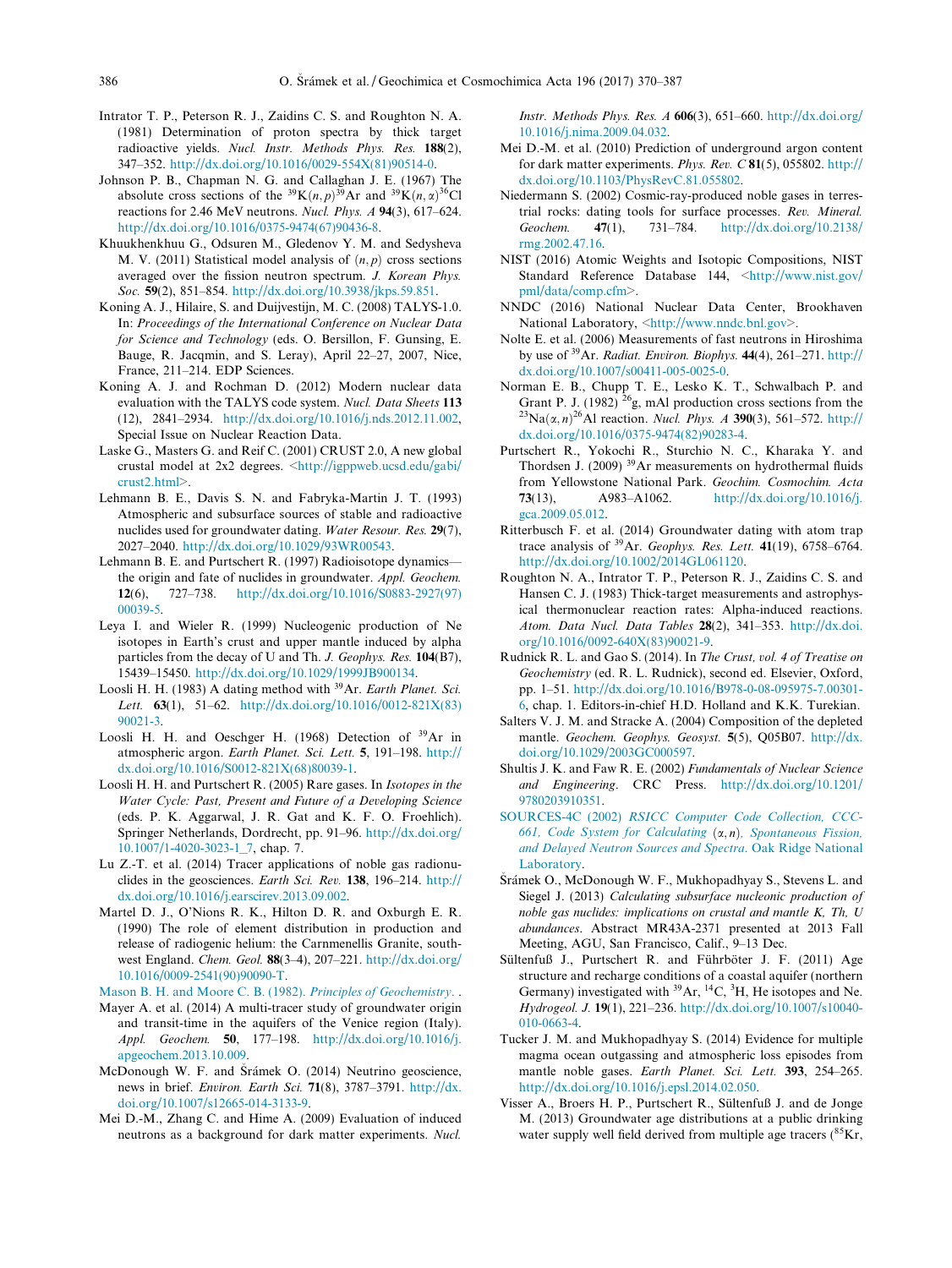Intrator T. P., Peterson R. J., Zaidins C. S. and Roughton N. A. (1981) Determination of proton spectra by thick target radioactive yields. *Nucl. Instr. Methods Phys. Res.* **188**(2), 347–352. http://dx.doi.org/10.1016/0029-554X(81)90514-0.

Johnson P. B., Chapman N. G. and Callaghan J. E. (1967) The absolute cross sections of the $^{39}K(n,p)^{39}Ar$ and $^{39}K(n,\alpha)^{36}Cl$ reactions for 2.46 MeV neutrons. *Nucl. Phys. A* **94**(3), 617–624. http://dx.doi.org/10.1016/0375-9474(67)90436-8.

Khuukhenkhuu G., Odsuren M., Gledenov Y. M. and Sedysheva M. V. (2011) Statistical model analysis of $(n,p)$ cross sections averaged over the fission neutron spectrum. *J. Korean Phys. Soc.* **59**(2), 851–854. http://dx.doi.org/10.3938/jkps.59.851.

Koning A. J., Hilaire, S. and Duijvestijn, M. C. (2008) TALYS-1.0. In: *Proceedings of the International Conference on Nuclear Data for Science and Technology* (eds. O. Bersillon, F. Gunsing, E. Bauge, R. Jacqmin, and S. Leray), April 22–27, 2007, Nice, France, 211–214. EDP Sciences.

Koning A. J. and Rochman D. (2012) Modern nuclear data evaluation with the TALYS code system. *Nucl. Data Sheets* **113** (12), 2841–2934. http://dx.doi.org/10.1016/j.nds.2012.11.002, Special Issue on Nuclear Reaction Data.

Laske G., Masters G. and Reif C. (2001) CRUST 2.0, A new global crustal model at 2x2 degrees. <http://igppweb.ucsd.edu/gabi/crust2.html>.

Lehmann B. E., Davis S. N. and Fabryka-Martin J. T. (1993) Atmospheric and subsurface sources of stable and radioactive nuclides used for groundwater dating. *Water Resour. Res.* **29**(7), 2027–2040. http://dx.doi.org/10.1029/93WR00543.

Lehmann B. E. and Purtschert R. (1997) Radioisotope dynamics—the origin and fate of nuclides in groundwater. *Appl. Geochem.* **12**(6), 727–738. http://dx.doi.org/10.1016/S0883-2927(97)00039-5.

Leya I. and Wieler R. (1999) Nucleogenic production of Ne isotopes in Earth's crust and upper mantle induced by alpha particles from the decay of U and Th. *J. Geophys. Res.* **104**(B7), 15439–15450. http://dx.doi.org/10.1029/1999JB900134.

Loosli H. H. (1983) A dating method with $^{39}Ar$. *Earth Planet. Sci. Lett.* **63**(1), 51–62. http://dx.doi.org/10.1016/0012-821X(83)90021-3.

Loosli H. H. and Oeschger H. (1968) Detection of $^{39}Ar$ in atmospheric argon. *Earth Planet. Sci. Lett.* **5**, 191–198. http://dx.doi.org/10.1016/S0012-821X(68)80039-1.

Loosli H. H. and Purtschert R. (2005) Rare gases. In *Isotopes in the Water Cycle: Past, Present and Future of a Developing Science* (eds. P. K. Aggarwal, J. R. Gat and K. F. O. Froehlich). Springer Netherlands, Dordrecht, pp. 91–96. http://dx.doi.org/10.1007/1-4020-3023-1_7, chap. 7.

Lu Z.-T. et al. (2014) Tracer applications of noble gas radionuclides in the geosciences. *Earth Sci. Rev.* **138**, 196–214. http://dx.doi.org/10.1016/j.earscirev.2013.09.002.

Martel D. J., O'Nions R. K., Hilton D. R. and Oxburgh E. R. (1990) The role of element distribution in production and release of radiogenic helium: the Carnmenellis Granite, southwest England. *Chem. Geol.* **88**(3–4), 207–221. http://dx.doi.org/10.1016/0009-2541(90)90090-T.

Mason B. H. and Moore C. B. (1982). *Principles of Geochemistry*. .

Mayer A. et al. (2014) A multi-tracer study of groundwater origin and transit-time in the aquifers of the Venice region (Italy). *Appl. Geochem.* **50**, 177–198. http://dx.doi.org/10.1016/j.apgeochem.2013.10.009.

McDonough W. F. and Šrámek O. (2014) Neutrino geoscience, news in brief. *Environ. Earth Sci.* **71**(8), 3787–3791. http://dx.doi.org/10.1007/s12665-014-3133-9.

Mei D.-M., Zhang C. and Hime A. (2009) Evaluation of induced neutrons as a background for dark matter experiments. *Nucl. Instr. Methods Phys. Res. A* **606**(3), 651–660. http://dx.doi.org/10.1016/j.nima.2009.04.032.

Mei D.-M. et al. (2010) Prediction of underground argon content for dark matter experiments. *Phys. Rev. C* **81**(5), 055802. http://dx.doi.org/10.1103/PhysRevC.81.055802.

Niedermann S. (2002) Cosmic-ray-produced noble gases in terrestrial rocks: dating tools for surface processes. *Rev. Mineral. Geochem.* **47**(1), 731–784. http://dx.doi.org/10.2138/rmg.2002.47.16.

NIST (2016) Atomic Weights and Isotopic Compositions, NIST Standard Reference Database 144, <http://www.nist.gov/pml/data/comp.cfm>.

NNDC (2016) National Nuclear Data Center, Brookhaven National Laboratory, <http://www.nndc.bnl.gov>.

Nolte E. et al. (2006) Measurements of fast neutrons in Hiroshima by use of $^{39}Ar$. *Radiat. Environ. Biophys.* **44**(4), 261–271. http://dx.doi.org/10.1007/s00411-005-0025-0.

Norman E. B., Chupp T. E., Lesko K. T., Schwalbach P. and Grant P. J. (1982) $^{26}g$, mAl production cross sections from the $^{23}Na(\alpha,n)^{26}Al$ reaction. *Nucl. Phys. A* **390**(3), 561–572. http://dx.doi.org/10.1016/0375-9474(82)90283-4.

Purtschert R., Yokochi R., Sturchio N. C., Kharaka Y. and Thordsen J. (2009) $^{39}Ar$ measurements on hydrothermal fluids from Yellowstone National Park. *Geochim. Cosmochim. Acta* **73**(13), A983–A1062. http://dx.doi.org/10.1016/j.gca.2009.05.012.

Ritterbusch F. et al. (2014) Groundwater dating with atom trap trace analysis of $^{39}Ar$. *Geophys. Res. Lett.* **41**(19), 6758–6764. http://dx.doi.org/10.1002/2014GL061120.

Roughton N. A., Intrator T. P., Peterson R. J., Zaidins C. S. and Hansen C. J. (1983) Thick-target measurements and astrophysical thermonuclear reaction rates: Alpha-induced reactions. *Atom. Data Nucl. Data Tables* **28**(2), 341–353. http://dx.doi.org/10.1016/0092-640X(83)90021-9.

Rudnick R. L. and Gao S. (2014). In *The Crust, vol. 4 of Treatise on Geochemistry* (ed. R. L. Rudnick), second ed. Elsevier, Oxford, pp. 1–51. http://dx.doi.org/10.1016/B978-0-08-095975-7.00301-6, chap. 1. Editors-in-chief H.D. Holland and K.K. Turekian.

Salters V. J. M. and Stracke A. (2004) Composition of the depleted mantle. *Geochem. Geophys. Geosyst.* **5**(5), Q05B07. http://dx.doi.org/10.1029/2003GC000597.

Shultis J. K. and Faw R. E. (2002) *Fundamentals of Nuclear Science and Engineering*. CRC Press. http://dx.doi.org/10.1201/9780203910351.

SOURCES-4C (2002) *RSICC Computer Code Collection, CCC-661, Code System for Calculating $(\alpha,n)$, Spontaneous Fission, and Delayed Neutron Sources and Spectra*. Oak Ridge National Laboratory.

Šrámek O., McDonough W. F., Mukhopadhyay S., Stevens L. and Siegel J. (2013) *Calculating subsurface nucleonic production of noble gas nuclides: implications on crustal and mantle K, Th, U abundances*. Abstract MR43A-2371 presented at 2013 Fall Meeting, AGU, San Francisco, Calif., 9–13 Dec.

Sültenfuß J., Purtschert R. and Führböter J. F. (2011) Age structure and recharge conditions of a coastal aquifer (northern Germany) investigated with $^{39}Ar$, $^{14}C$, $^{3}H$, He isotopes and Ne. *Hydrogeol. J.* **19**(1), 221–236. http://dx.doi.org/10.1007/s10040-010-0663-4.

Tucker J. M. and Mukhopadhyay S. (2014) Evidence for multiple magma ocean outgassing and atmospheric loss episodes from mantle noble gases. *Earth Planet. Sci. Lett.* **393**, 254–265. http://dx.doi.org/10.1016/j.epsl.2014.02.050.

Visser A., Broers H. P., Purtschert R., Sültenfuß J. and de Jonge M. (2013) Groundwater age distributions at a public drinking water supply well field derived from multiple age tracers ($^{85}Kr$,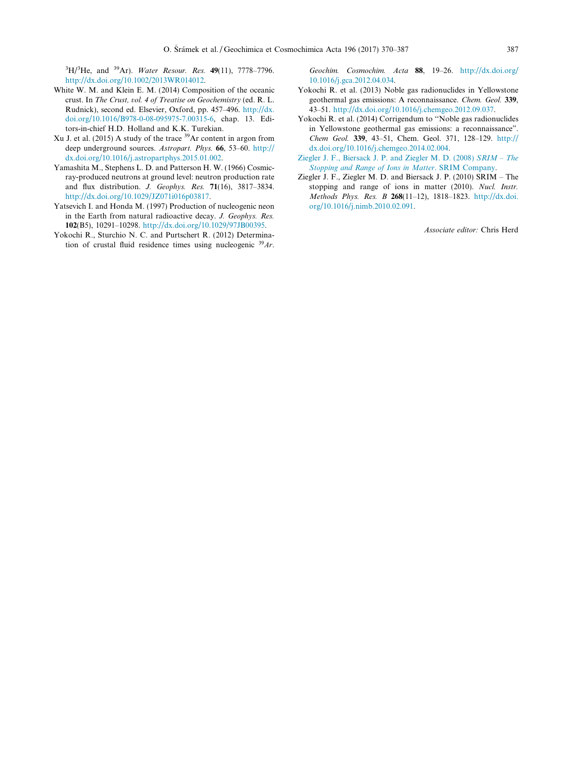$^{3}H/^{3}He$, and $^{39}Ar$). *Water Resour. Res.* **49**(11), 7778–7796. http://dx.doi.org/10.1002/2013WR014012.

White W. M. and Klein E. M. (2014) Composition of the oceanic crust. In *The Crust, vol. 4 of Treatise on Geochemistry* (ed. R. L. Rudnick), second ed. Elsevier, Oxford, pp. 457–496. http://dx.doi.org/10.1016/B978-0-08-095975-7.00315-6, chap. 13. Editors-in-chief H.D. Holland and K.K. Turekian.

Xu J. et al. (2015) A study of the trace $^{39}Ar$ content in argon from deep underground sources. *Astropart. Phys.* **66**, 53–60. http://dx.doi.org/10.1016/j.astropartphys.2015.01.002.

Yamashita M., Stephens L. D. and Patterson H. W. (1966) Cosmic-ray-produced neutrons at ground level: neutron production rate and flux distribution. *J. Geophys. Res.* **71**(16), 3817–3834. http://dx.doi.org/10.1029/JZ071i016p03817.

Yatsevich I. and Honda M. (1997) Production of nucleogenic neon in the Earth from natural radioactive decay. *J. Geophys. Res.* **102**(B5), 10291–10298. http://dx.doi.org/10.1029/97JB00395.

Yokochi R., Sturchio N. C. and Purtschert R. (2012) Determination of crustal fluid residence times using nucleogenic $^{39}Ar$. *Geochim. Cosmochim. Acta* **88**, 19–26. http://dx.doi.org/10.1016/j.gca.2012.04.034.

Yokochi R. et al. (2013) Noble gas radionuclides in Yellowstone geothermal gas emissions: A reconnaissance. *Chem. Geol.* **339**, 43–51. http://dx.doi.org/10.1016/j.chemgeo.2012.09.037.

Yokochi R. et al. (2014) Corrigendum to "Noble gas radionuclides in Yellowstone geothermal gas emissions: a reconnaissance". *Chem Geol.* **339**, 43–51, Chem. Geol. 371, 128–129. http://dx.doi.org/10.1016/j.chemgeo.2014.02.004.

Ziegler J. F., Biersack J. P. and Ziegler M. D. (2008) *SRIM – The Stopping and Range of Ions in Matter*. SRIM Company.

Ziegler J. F., Ziegler M. D. and Biersack J. P. (2010) SRIM – The stopping and range of ions in matter (2010). *Nucl. Instr. Methods Phys. Res. B* **268**(11–12), 1818–1823. http://dx.doi.org/10.1016/j.nimb.2010.02.091.

*Associate editor:* Chris Herd